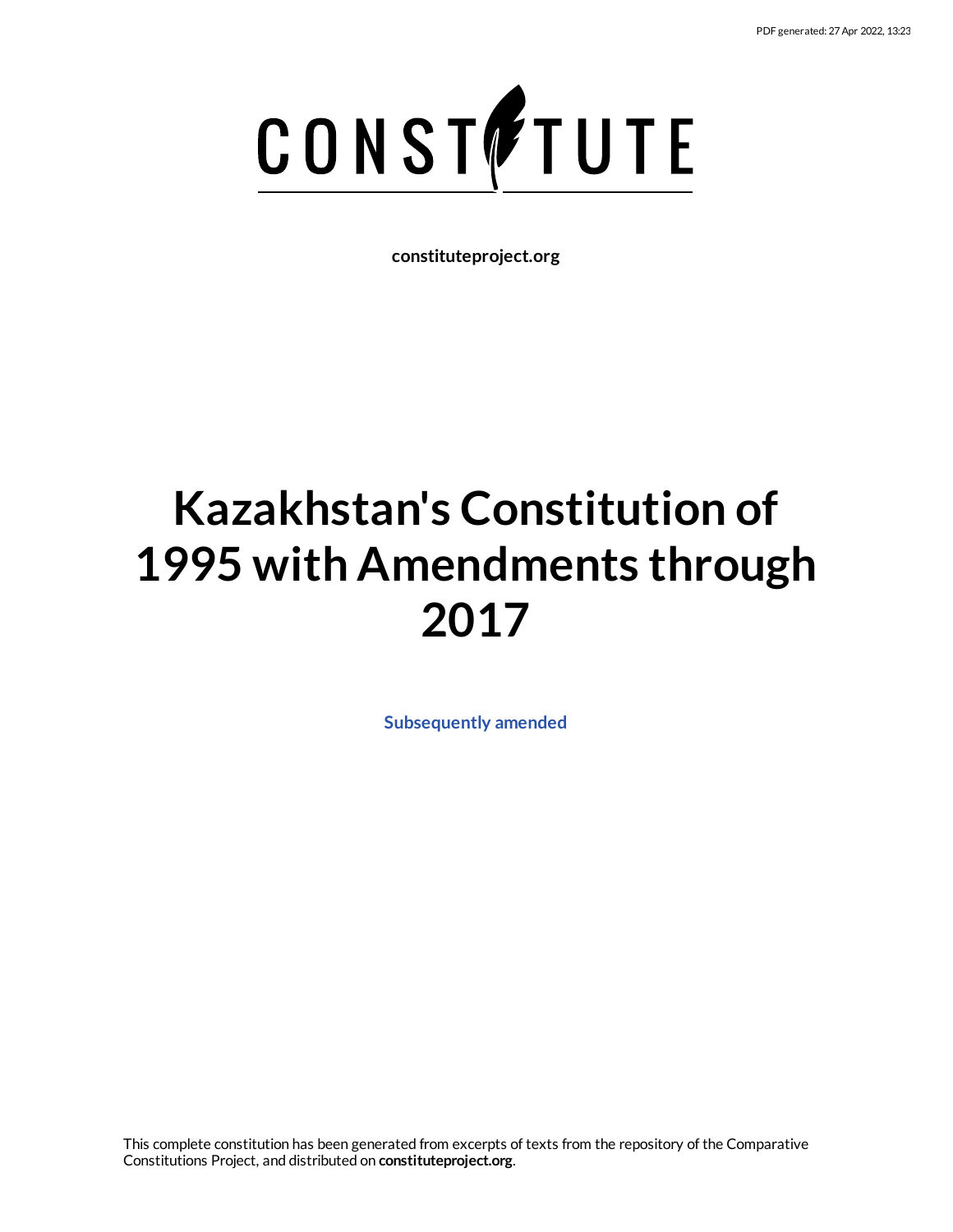PDF generated: 27 Apr 2022, 13:23

# CONSTITUTE

**constituteproject.org**

# Kazakhstan's Constitution of 1995 with Amendments through 2017

**Subsequently amended**

This complete constitution has been generated from excerpts of texts from the repository of the Comparative Constitutions Project, and distributed on **constituteproject.org**.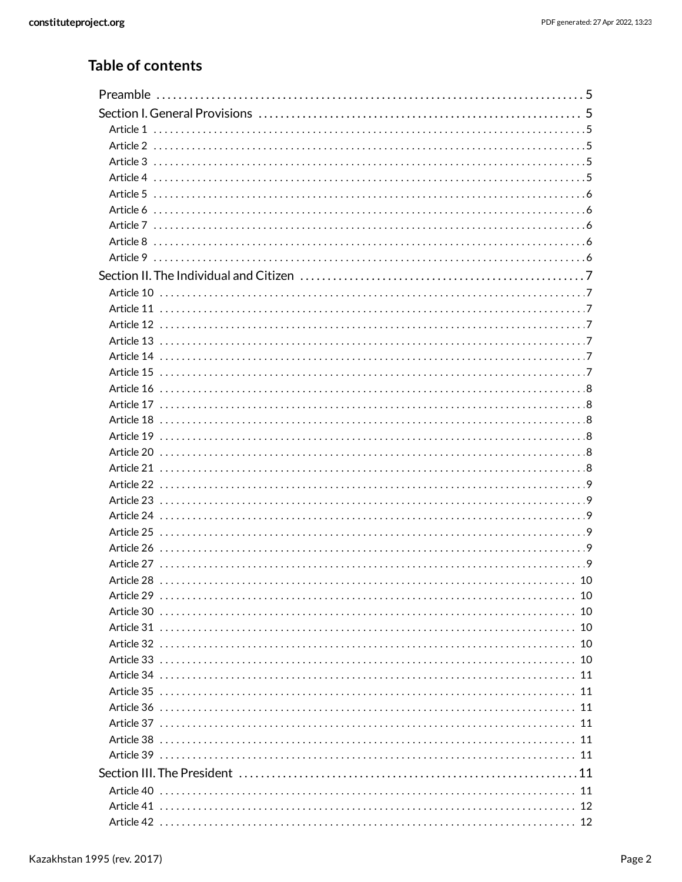## Table of contents

- Preamble . . . 5
- Section I. General Provisions . . . 5
  - Article 1 . . . 5
  - Article 2 . . . 5
  - Article 3 . . . 5
  - Article 4 . . . 5
  - Article 5 . . . 6
  - Article 6 . . . 6
  - Article 7 . . . 6
  - Article 8 . . . 6
  - Article 9 . . . 6
- Section II. The Individual and Citizen . . . 7
  - Article 10 . . . 7
  - Article 11 . . . 7
  - Article 12 . . . 7
  - Article 13 . . . 7
  - Article 14 . . . 7
  - Article 15 . . . 7
  - Article 16 . . . 8
  - Article 17 . . . 8
  - Article 18 . . . 8
  - Article 19 . . . 8
  - Article 20 . . . 8
  - Article 21 . . . 8
  - Article 22 . . . 9
  - Article 23 . . . 9
  - Article 24 . . . 9
  - Article 25 . . . 9
  - Article 26 . . . 9
  - Article 27 . . . 9
  - Article 28 . . . 10
  - Article 29 . . . 10
  - Article 30 . . . 10
  - Article 31 . . . 10
  - Article 32 . . . 10
  - Article 33 . . . 10
  - Article 34 . . . 11
  - Article 35 . . . 11
  - Article 36 . . . 11
  - Article 37 . . . 11
  - Article 38 . . . 11
  - Article 39 . . . 11
- Section III. The President . . . 11
  - Article 40 . . . 11
  - Article 41 . . . 12
  - Article 42 . . . 12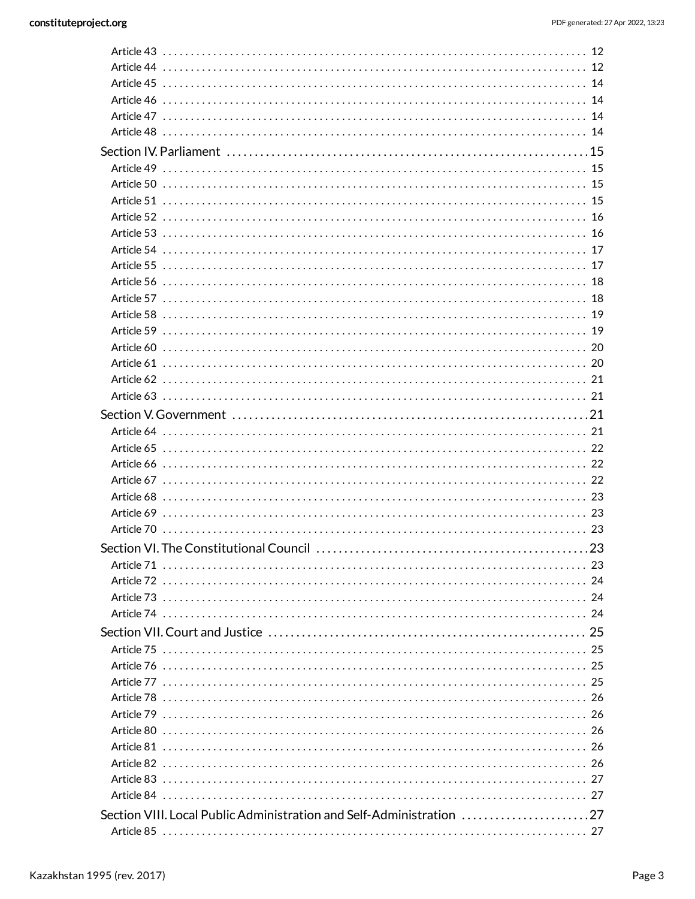Article 43 . . . . . . . . . . . . . . . . . . . . . . . . . . . . . . . . . . . . . . . . . . . . . . . . . . . . . . . . . . . . . . . . . . . . . . . . 12
Article 44 . . . . . . . . . . . . . . . . . . . . . . . . . . . . . . . . . . . . . . . . . . . . . . . . . . . . . . . . . . . . . . . . . . . . . . . . 12
Article 45 . . . . . . . . . . . . . . . . . . . . . . . . . . . . . . . . . . . . . . . . . . . . . . . . . . . . . . . . . . . . . . . . . . . . . . . . 14
Article 46 . . . . . . . . . . . . . . . . . . . . . . . . . . . . . . . . . . . . . . . . . . . . . . . . . . . . . . . . . . . . . . . . . . . . . . . . 14
Article 47 . . . . . . . . . . . . . . . . . . . . . . . . . . . . . . . . . . . . . . . . . . . . . . . . . . . . . . . . . . . . . . . . . . . . . . . . 14
Article 48 . . . . . . . . . . . . . . . . . . . . . . . . . . . . . . . . . . . . . . . . . . . . . . . . . . . . . . . . . . . . . . . . . . . . . . . . 14

Section IV. Parliament . . . . . . . . . . . . . . . . . . . . . . . . . . . . . . . . . . . . . . . . . . . . . . . . . . . . . . . . . . . . . 15
Article 49 . . . . . . . . . . . . . . . . . . . . . . . . . . . . . . . . . . . . . . . . . . . . . . . . . . . . . . . . . . . . . . . . . . . . . . . . 15
Article 50 . . . . . . . . . . . . . . . . . . . . . . . . . . . . . . . . . . . . . . . . . . . . . . . . . . . . . . . . . . . . . . . . . . . . . . . . 15
Article 51 . . . . . . . . . . . . . . . . . . . . . . . . . . . . . . . . . . . . . . . . . . . . . . . . . . . . . . . . . . . . . . . . . . . . . . . . 15
Article 52 . . . . . . . . . . . . . . . . . . . . . . . . . . . . . . . . . . . . . . . . . . . . . . . . . . . . . . . . . . . . . . . . . . . . . . . . 16
Article 53 . . . . . . . . . . . . . . . . . . . . . . . . . . . . . . . . . . . . . . . . . . . . . . . . . . . . . . . . . . . . . . . . . . . . . . . . 16
Article 54 . . . . . . . . . . . . . . . . . . . . . . . . . . . . . . . . . . . . . . . . . . . . . . . . . . . . . . . . . . . . . . . . . . . . . . . . 17
Article 55 . . . . . . . . . . . . . . . . . . . . . . . . . . . . . . . . . . . . . . . . . . . . . . . . . . . . . . . . . . . . . . . . . . . . . . . . 17
Article 56 . . . . . . . . . . . . . . . . . . . . . . . . . . . . . . . . . . . . . . . . . . . . . . . . . . . . . . . . . . . . . . . . . . . . . . . . 18
Article 57 . . . . . . . . . . . . . . . . . . . . . . . . . . . . . . . . . . . . . . . . . . . . . . . . . . . . . . . . . . . . . . . . . . . . . . . . 18
Article 58 . . . . . . . . . . . . . . . . . . . . . . . . . . . . . . . . . . . . . . . . . . . . . . . . . . . . . . . . . . . . . . . . . . . . . . . . 19
Article 59 . . . . . . . . . . . . . . . . . . . . . . . . . . . . . . . . . . . . . . . . . . . . . . . . . . . . . . . . . . . . . . . . . . . . . . . . 19
Article 60 . . . . . . . . . . . . . . . . . . . . . . . . . . . . . . . . . . . . . . . . . . . . . . . . . . . . . . . . . . . . . . . . . . . . . . . . 20
Article 61 . . . . . . . . . . . . . . . . . . . . . . . . . . . . . . . . . . . . . . . . . . . . . . . . . . . . . . . . . . . . . . . . . . . . . . . . 20
Article 62 . . . . . . . . . . . . . . . . . . . . . . . . . . . . . . . . . . . . . . . . . . . . . . . . . . . . . . . . . . . . . . . . . . . . . . . . 21
Article 63 . . . . . . . . . . . . . . . . . . . . . . . . . . . . . . . . . . . . . . . . . . . . . . . . . . . . . . . . . . . . . . . . . . . . . . . . 21

Section V. Government . . . . . . . . . . . . . . . . . . . . . . . . . . . . . . . . . . . . . . . . . . . . . . . . . . . . . . . . . . . . . 21
Article 64 . . . . . . . . . . . . . . . . . . . . . . . . . . . . . . . . . . . . . . . . . . . . . . . . . . . . . . . . . . . . . . . . . . . . . . . . 21
Article 65 . . . . . . . . . . . . . . . . . . . . . . . . . . . . . . . . . . . . . . . . . . . . . . . . . . . . . . . . . . . . . . . . . . . . . . . . 22
Article 66 . . . . . . . . . . . . . . . . . . . . . . . . . . . . . . . . . . . . . . . . . . . . . . . . . . . . . . . . . . . . . . . . . . . . . . . . 22
Article 67 . . . . . . . . . . . . . . . . . . . . . . . . . . . . . . . . . . . . . . . . . . . . . . . . . . . . . . . . . . . . . . . . . . . . . . . . 22
Article 68 . . . . . . . . . . . . . . . . . . . . . . . . . . . . . . . . . . . . . . . . . . . . . . . . . . . . . . . . . . . . . . . . . . . . . . . . 23
Article 69 . . . . . . . . . . . . . . . . . . . . . . . . . . . . . . . . . . . . . . . . . . . . . . . . . . . . . . . . . . . . . . . . . . . . . . . . 23
Article 70 . . . . . . . . . . . . . . . . . . . . . . . . . . . . . . . . . . . . . . . . . . . . . . . . . . . . . . . . . . . . . . . . . . . . . . . . 23

Section VI. The Constitutional Council . . . . . . . . . . . . . . . . . . . . . . . . . . . . . . . . . . . . . . . . . . . . . . . 23
Article 71 . . . . . . . . . . . . . . . . . . . . . . . . . . . . . . . . . . . . . . . . . . . . . . . . . . . . . . . . . . . . . . . . . . . . . . . . 23
Article 72 . . . . . . . . . . . . . . . . . . . . . . . . . . . . . . . . . . . . . . . . . . . . . . . . . . . . . . . . . . . . . . . . . . . . . . . . 24
Article 73 . . . . . . . . . . . . . . . . . . . . . . . . . . . . . . . . . . . . . . . . . . . . . . . . . . . . . . . . . . . . . . . . . . . . . . . . 24
Article 74 . . . . . . . . . . . . . . . . . . . . . . . . . . . . . . . . . . . . . . . . . . . . . . . . . . . . . . . . . . . . . . . . . . . . . . . . 24

Section VII. Court and Justice . . . . . . . . . . . . . . . . . . . . . . . . . . . . . . . . . . . . . . . . . . . . . . . . . . . . . . . 25
Article 75 . . . . . . . . . . . . . . . . . . . . . . . . . . . . . . . . . . . . . . . . . . . . . . . . . . . . . . . . . . . . . . . . . . . . . . . . 25
Article 76 . . . . . . . . . . . . . . . . . . . . . . . . . . . . . . . . . . . . . . . . . . . . . . . . . . . . . . . . . . . . . . . . . . . . . . . . 25
Article 77 . . . . . . . . . . . . . . . . . . . . . . . . . . . . . . . . . . . . . . . . . . . . . . . . . . . . . . . . . . . . . . . . . . . . . . . . 25
Article 78 . . . . . . . . . . . . . . . . . . . . . . . . . . . . . . . . . . . . . . . . . . . . . . . . . . . . . . . . . . . . . . . . . . . . . . . . 26
Article 79 . . . . . . . . . . . . . . . . . . . . . . . . . . . . . . . . . . . . . . . . . . . . . . . . . . . . . . . . . . . . . . . . . . . . . . . . 26
Article 80 . . . . . . . . . . . . . . . . . . . . . . . . . . . . . . . . . . . . . . . . . . . . . . . . . . . . . . . . . . . . . . . . . . . . . . . . 26
Article 81 . . . . . . . . . . . . . . . . . . . . . . . . . . . . . . . . . . . . . . . . . . . . . . . . . . . . . . . . . . . . . . . . . . . . . . . . 26
Article 82 . . . . . . . . . . . . . . . . . . . . . . . . . . . . . . . . . . . . . . . . . . . . . . . . . . . . . . . . . . . . . . . . . . . . . . . . 26
Article 83 . . . . . . . . . . . . . . . . . . . . . . . . . . . . . . . . . . . . . . . . . . . . . . . . . . . . . . . . . . . . . . . . . . . . . . . . 27
Article 84 . . . . . . . . . . . . . . . . . . . . . . . . . . . . . . . . . . . . . . . . . . . . . . . . . . . . . . . . . . . . . . . . . . . . . . . . 27

Section VIII. Local Public Administration and Self-Administration . . . . . . . . . . . . . . . . . . . . . . 27
Article 85 . . . . . . . . . . . . . . . . . . . . . . . . . . . . . . . . . . . . . . . . . . . . . . . . . . . . . . . . . . . . . . . . . . . . . . . . 27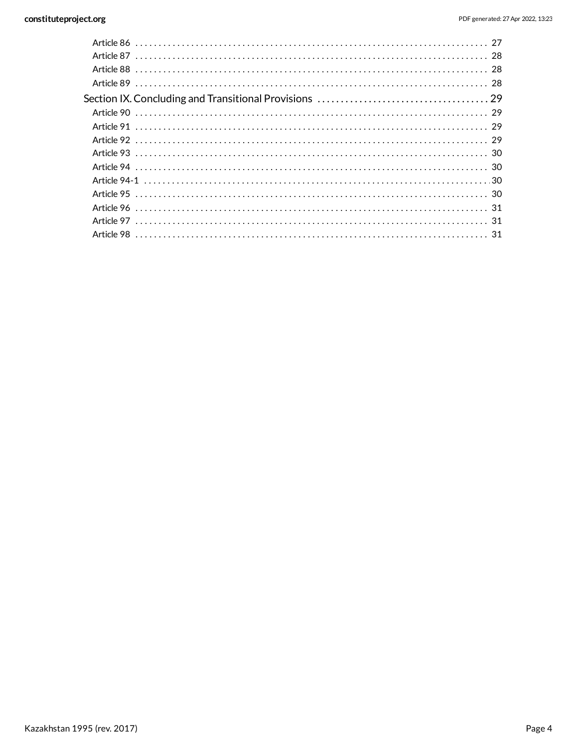Article 86 . . . . . . . . . . . . . . . . . . . . . . . . . . . . . . . . . . . . . . . . . . . . . . . . . . . . . . . . . . . . . . . . . . . . . . . . . 27
Article 87 . . . . . . . . . . . . . . . . . . . . . . . . . . . . . . . . . . . . . . . . . . . . . . . . . . . . . . . . . . . . . . . . . . . . . . . . . 28
Article 88 . . . . . . . . . . . . . . . . . . . . . . . . . . . . . . . . . . . . . . . . . . . . . . . . . . . . . . . . . . . . . . . . . . . . . . . . . 28
Article 89 . . . . . . . . . . . . . . . . . . . . . . . . . . . . . . . . . . . . . . . . . . . . . . . . . . . . . . . . . . . . . . . . . . . . . . . . . 28

Section IX. Concluding and Transitional Provisions . . . . . . . . . . . . . . . . . . . . . . . . . . . . . . . . . . . . 29

Article 90 . . . . . . . . . . . . . . . . . . . . . . . . . . . . . . . . . . . . . . . . . . . . . . . . . . . . . . . . . . . . . . . . . . . . . . . . . 29
Article 91 . . . . . . . . . . . . . . . . . . . . . . . . . . . . . . . . . . . . . . . . . . . . . . . . . . . . . . . . . . . . . . . . . . . . . . . . . 29
Article 92 . . . . . . . . . . . . . . . . . . . . . . . . . . . . . . . . . . . . . . . . . . . . . . . . . . . . . . . . . . . . . . . . . . . . . . . . . 29
Article 93 . . . . . . . . . . . . . . . . . . . . . . . . . . . . . . . . . . . . . . . . . . . . . . . . . . . . . . . . . . . . . . . . . . . . . . . . . 30
Article 94 . . . . . . . . . . . . . . . . . . . . . . . . . . . . . . . . . . . . . . . . . . . . . . . . . . . . . . . . . . . . . . . . . . . . . . . . . 30
Article 94-1 . . . . . . . . . . . . . . . . . . . . . . . . . . . . . . . . . . . . . . . . . . . . . . . . . . . . . . . . . . . . . . . . . . . . . . . 30
Article 95 . . . . . . . . . . . . . . . . . . . . . . . . . . . . . . . . . . . . . . . . . . . . . . . . . . . . . . . . . . . . . . . . . . . . . . . . . 30
Article 96 . . . . . . . . . . . . . . . . . . . . . . . . . . . . . . . . . . . . . . . . . . . . . . . . . . . . . . . . . . . . . . . . . . . . . . . . . 31
Article 97 . . . . . . . . . . . . . . . . . . . . . . . . . . . . . . . . . . . . . . . . . . . . . . . . . . . . . . . . . . . . . . . . . . . . . . . . . 31
Article 98 . . . . . . . . . . . . . . . . . . . . . . . . . . . . . . . . . . . . . . . . . . . . . . . . . . . . . . . . . . . . . . . . . . . . . . . . . 31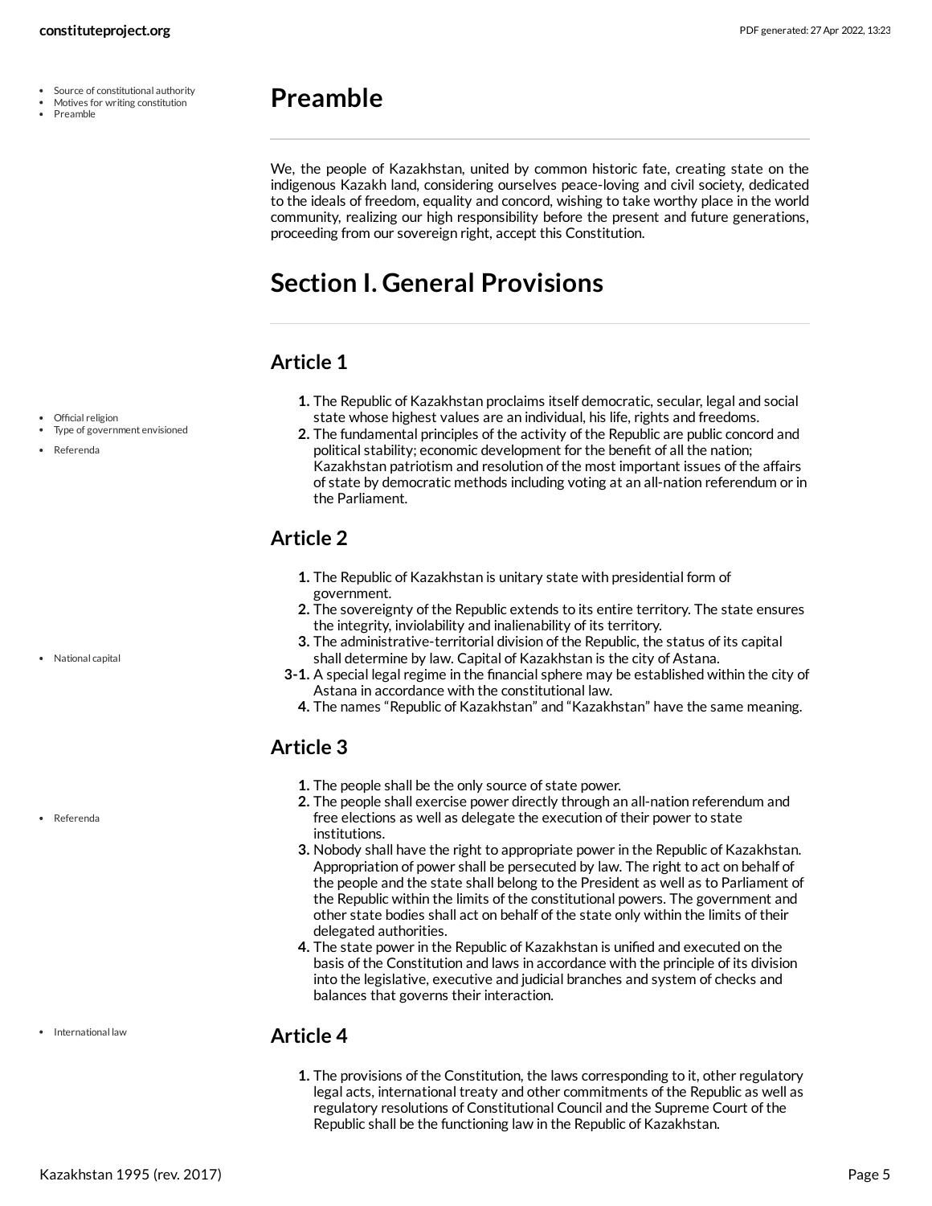- Source of constitutional authority
- Motives for writing constitution
- Preamble

# Preamble

We, the people of Kazakhstan, united by common historic fate, creating state on the indigenous Kazakh land, considering ourselves peace-loving and civil society, dedicated to the ideals of freedom, equality and concord, wishing to take worthy place in the world community, realizing our high responsibility before the present and future generations, proceeding from our sovereign right, accept this Constitution.

# Section I. General Provisions

## Article 1

- Official religion
- Type of government envisioned
- Referenda

1. The Republic of Kazakhstan proclaims itself democratic, secular, legal and social state whose highest values are an individual, his life, rights and freedoms.
2. The fundamental principles of the activity of the Republic are public concord and political stability; economic development for the benefit of all the nation; Kazakhstan patriotism and resolution of the most important issues of the affairs of state by democratic methods including voting at an all-nation referendum or in the Parliament.

## Article 2

- National capital

1. The Republic of Kazakhstan is unitary state with presidential form of government.
2. The sovereignty of the Republic extends to its entire territory. The state ensures the integrity, inviolability and inalienability of its territory.
3. The administrative-territorial division of the Republic, the status of its capital shall determine by law. Capital of Kazakhstan is the city of Astana.

3-1. A special legal regime in the financial sphere may be established within the city of Astana in accordance with the constitutional law.

4. The names "Republic of Kazakhstan" and "Kazakhstan" have the same meaning.

## Article 3

- Referenda

1. The people shall be the only source of state power.
2. The people shall exercise power directly through an all-nation referendum and free elections as well as delegate the execution of their power to state institutions.
3. Nobody shall have the right to appropriate power in the Republic of Kazakhstan. Appropriation of power shall be persecuted by law. The right to act on behalf of the people and the state shall belong to the President as well as to Parliament of the Republic within the limits of the constitutional powers. The government and other state bodies shall act on behalf of the state only within the limits of their delegated authorities.
4. The state power in the Republic of Kazakhstan is unified and executed on the basis of the Constitution and laws in accordance with the principle of its division into the legislative, executive and judicial branches and system of checks and balances that governs their interaction.

## Article 4

- International law

1. The provisions of the Constitution, the laws corresponding to it, other regulatory legal acts, international treaty and other commitments of the Republic as well as regulatory resolutions of Constitutional Council and the Supreme Court of the Republic shall be the functioning law in the Republic of Kazakhstan.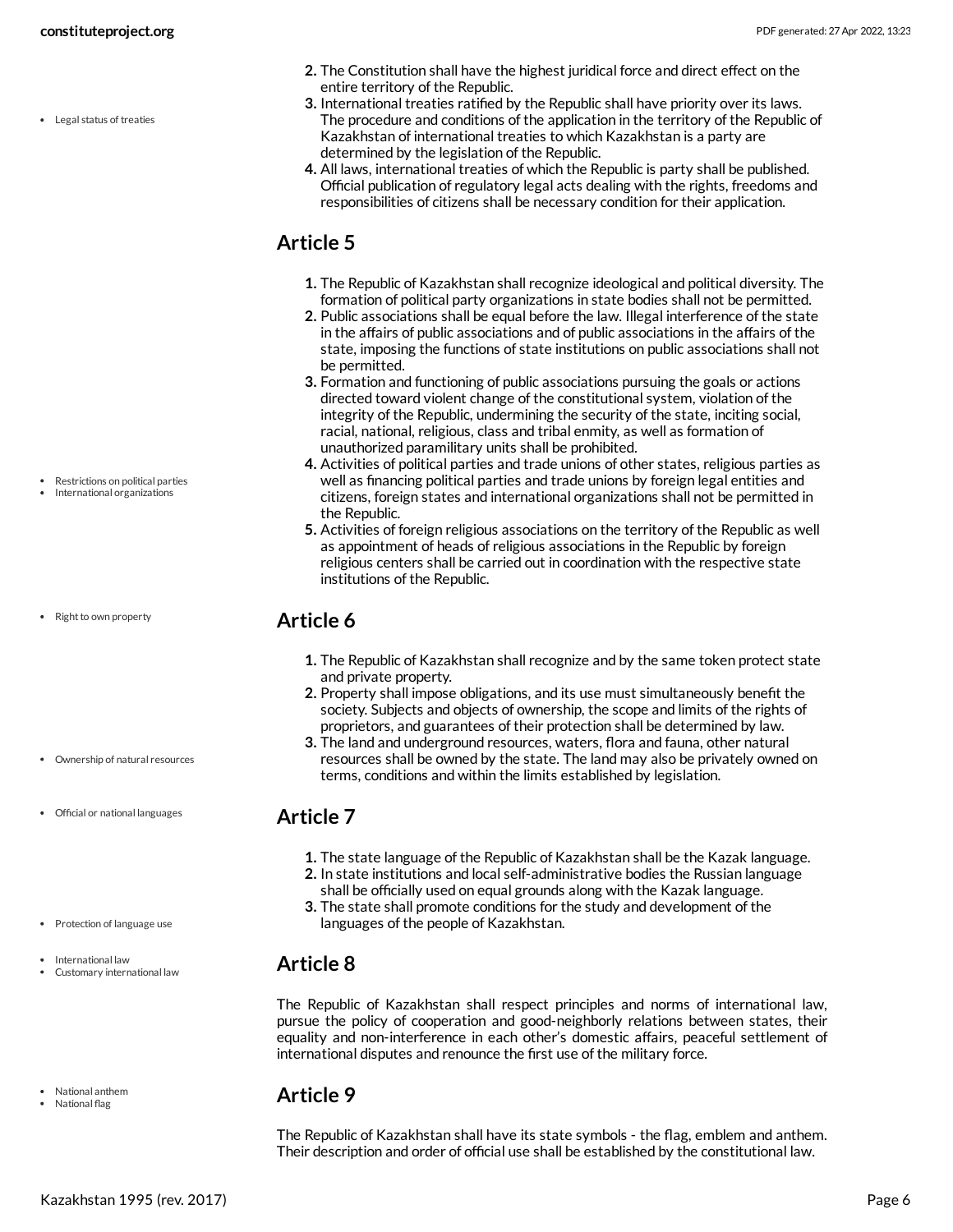2. The Constitution shall have the highest juridical force and direct effect on the entire territory of the Republic.
3. International treaties ratified by the Republic shall have priority over its laws. The procedure and conditions of the application in the territory of the Republic of Kazakhstan of international treaties to which Kazakhstan is a party are determined by the legislation of the Republic.
4. All laws, international treaties of which the Republic is party shall be published. Official publication of regulatory legal acts dealing with the rights, freedoms and responsibilities of citizens shall be necessary condition for their application.

## Article 5

1. The Republic of Kazakhstan shall recognize ideological and political diversity. The formation of political party organizations in state bodies shall not be permitted.
2. Public associations shall be equal before the law. Illegal interference of the state in the affairs of public associations and of public associations in the affairs of the state, imposing the functions of state institutions on public associations shall not be permitted.
3. Formation and functioning of public associations pursuing the goals or actions directed toward violent change of the constitutional system, violation of the integrity of the Republic, undermining the security of the state, inciting social, racial, national, religious, class and tribal enmity, as well as formation of unauthorized paramilitary units shall be prohibited.
4. Activities of political parties and trade unions of other states, religious parties as well as financing political parties and trade unions by foreign legal entities and citizens, foreign states and international organizations shall not be permitted in the Republic.
5. Activities of foreign religious associations on the territory of the Republic as well as appointment of heads of religious associations in the Republic by foreign religious centers shall be carried out in coordination with the respective state institutions of the Republic.

## Article 6

1. The Republic of Kazakhstan shall recognize and by the same token protect state and private property.
2. Property shall impose obligations, and its use must simultaneously benefit the society. Subjects and objects of ownership, the scope and limits of the rights of proprietors, and guarantees of their protection shall be determined by law.
3. The land and underground resources, waters, flora and fauna, other natural resources shall be owned by the state. The land may also be privately owned on terms, conditions and within the limits established by legislation.

## Article 7

1. The state language of the Republic of Kazakhstan shall be the Kazak language.
2. In state institutions and local self-administrative bodies the Russian language shall be officially used on equal grounds along with the Kazak language.
3. The state shall promote conditions for the study and development of the languages of the people of Kazakhstan.

## Article 8

The Republic of Kazakhstan shall respect principles and norms of international law, pursue the policy of cooperation and good-neighborly relations between states, their equality and non-interference in each other's domestic affairs, peaceful settlement of international disputes and renounce the first use of the military force.

## Article 9

The Republic of Kazakhstan shall have its state symbols - the flag, emblem and anthem. Their description and order of official use shall be established by the constitutional law.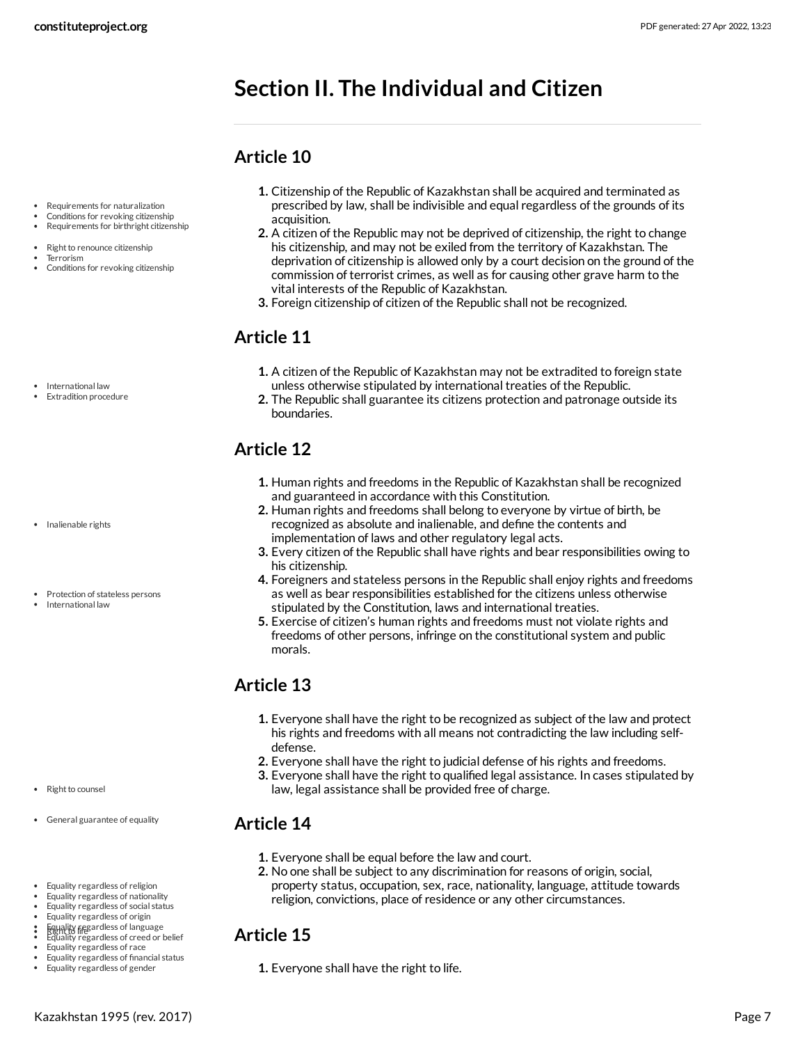# Section II. The Individual and Citizen

## Article 10

1. Citizenship of the Republic of Kazakhstan shall be acquired and terminated as prescribed by law, shall be indivisible and equal regardless of the grounds of its acquisition.
2. A citizen of the Republic may not be deprived of citizenship, the right to change his citizenship, and may not be exiled from the territory of Kazakhstan. The deprivation of citizenship is allowed only by a court decision on the ground of the commission of terrorist crimes, as well as for causing other grave harm to the vital interests of the Republic of Kazakhstan.
3. Foreign citizenship of citizen of the Republic shall not be recognized.

## Article 11

1. A citizen of the Republic of Kazakhstan may not be extradited to foreign state unless otherwise stipulated by international treaties of the Republic.
2. The Republic shall guarantee its citizens protection and patronage outside its boundaries.

## Article 12

1. Human rights and freedoms in the Republic of Kazakhstan shall be recognized and guaranteed in accordance with this Constitution.
2. Human rights and freedoms shall belong to everyone by virtue of birth, be recognized as absolute and inalienable, and define the contents and implementation of laws and other regulatory legal acts.
3. Every citizen of the Republic shall have rights and bear responsibilities owing to his citizenship.
4. Foreigners and stateless persons in the Republic shall enjoy rights and freedoms as well as bear responsibilities established for the citizens unless otherwise stipulated by the Constitution, laws and international treaties.
5. Exercise of citizen's human rights and freedoms must not violate rights and freedoms of other persons, infringe on the constitutional system and public morals.

## Article 13

1. Everyone shall have the right to be recognized as subject of the law and protect his rights and freedoms with all means not contradicting the law including self-defense.
2. Everyone shall have the right to judicial defense of his rights and freedoms.
3. Everyone shall have the right to qualified legal assistance. In cases stipulated by law, legal assistance shall be provided free of charge.

## Article 14

1. Everyone shall be equal before the law and court.
2. No one shall be subject to any discrimination for reasons of origin, social, property status, occupation, sex, race, nationality, language, attitude towards religion, convictions, place of residence or any other circumstances.

## Article 15

1. Everyone shall have the right to life.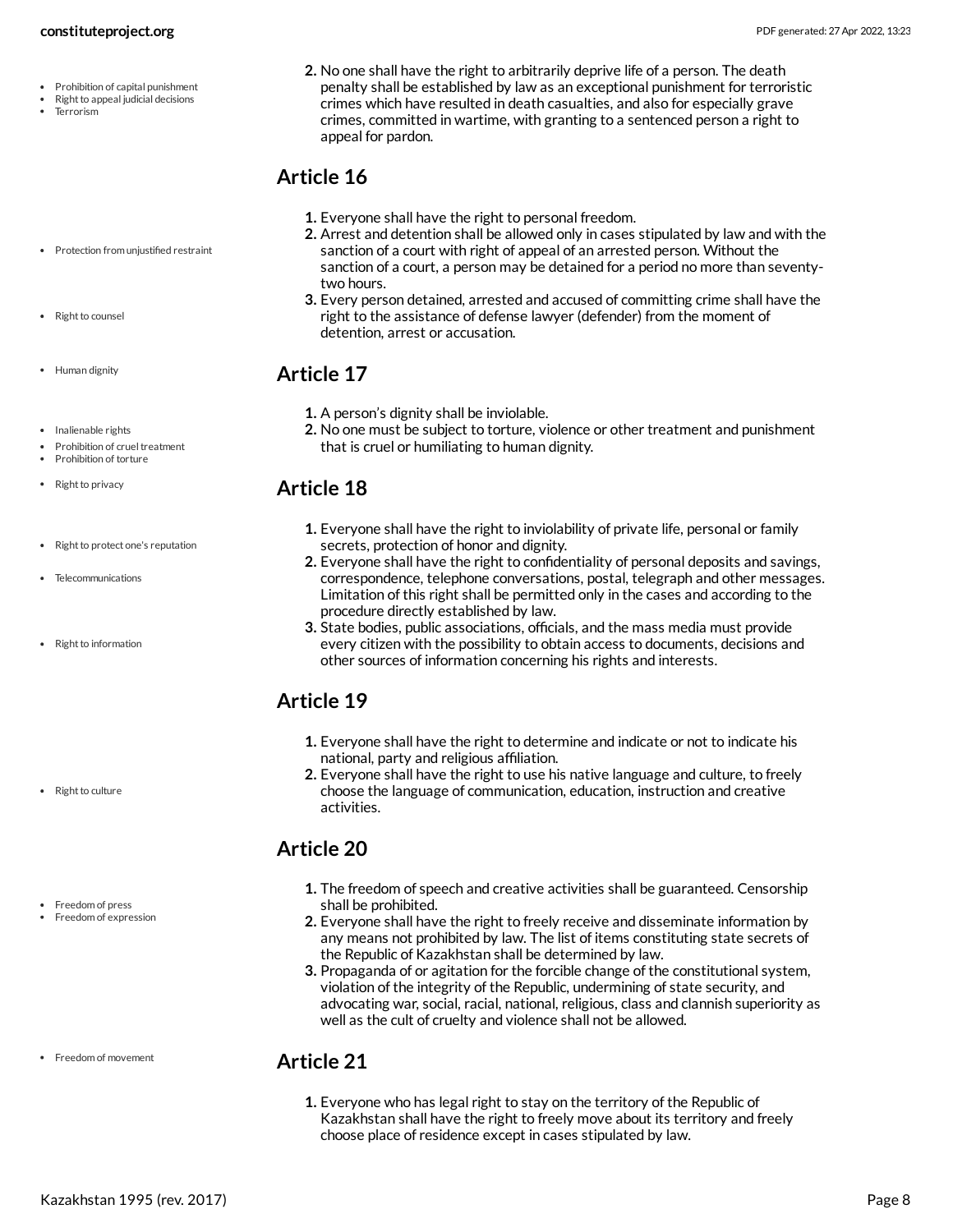2. No one shall have the right to arbitrarily deprive life of a person. The death penalty shall be established by law as an exceptional punishment for terroristic crimes which have resulted in death casualties, and also for especially grave crimes, committed in wartime, with granting to a sentenced person a right to appeal for pardon.

## Article 16

1. Everyone shall have the right to personal freedom.
2. Arrest and detention shall be allowed only in cases stipulated by law and with the sanction of a court with right of appeal of an arrested person. Without the sanction of a court, a person may be detained for a period no more than seventy-two hours.
3. Every person detained, arrested and accused of committing crime shall have the right to the assistance of defense lawyer (defender) from the moment of detention, arrest or accusation.

## Article 17

1. A person's dignity shall be inviolable.
2. No one must be subject to torture, violence or other treatment and punishment that is cruel or humiliating to human dignity.

## Article 18

1. Everyone shall have the right to inviolability of private life, personal or family secrets, protection of honor and dignity.
2. Everyone shall have the right to confidentiality of personal deposits and savings, correspondence, telephone conversations, postal, telegraph and other messages. Limitation of this right shall be permitted only in the cases and according to the procedure directly established by law.
3. State bodies, public associations, officials, and the mass media must provide every citizen with the possibility to obtain access to documents, decisions and other sources of information concerning his rights and interests.

## Article 19

1. Everyone shall have the right to determine and indicate or not to indicate his national, party and religious affiliation.
2. Everyone shall have the right to use his native language and culture, to freely choose the language of communication, education, instruction and creative activities.

## Article 20

1. The freedom of speech and creative activities shall be guaranteed. Censorship shall be prohibited.
2. Everyone shall have the right to freely receive and disseminate information by any means not prohibited by law. The list of items constituting state secrets of the Republic of Kazakhstan shall be determined by law.
3. Propaganda of or agitation for the forcible change of the constitutional system, violation of the integrity of the Republic, undermining of state security, and advocating war, social, racial, national, religious, class and clannish superiority as well as the cult of cruelty and violence shall not be allowed.

## Article 21

1. Everyone who has legal right to stay on the territory of the Republic of Kazakhstan shall have the right to freely move about its territory and freely choose place of residence except in cases stipulated by law.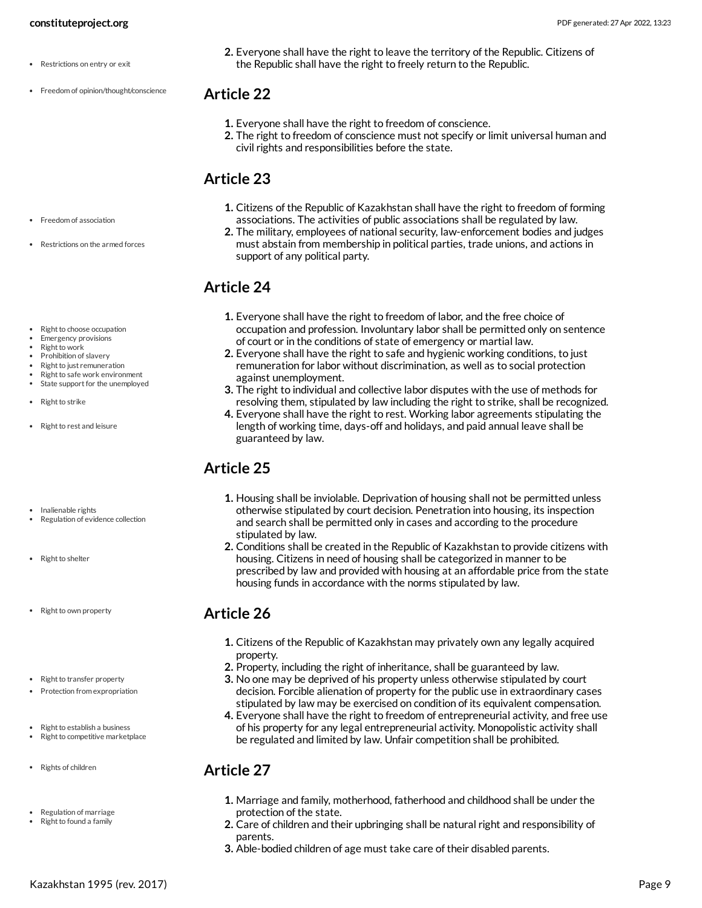2. Everyone shall have the right to leave the territory of the Republic. Citizens of the Republic shall have the right to freely return to the Republic.

- Restrictions on entry or exit
- Freedom of opinion/thought/conscience

## Article 22

1. Everyone shall have the right to freedom of conscience.
2. The right to freedom of conscience must not specify or limit universal human and civil rights and responsibilities before the state.

## Article 23

- Freedom of association
- Restrictions on the armed forces

1. Citizens of the Republic of Kazakhstan shall have the right to freedom of forming associations. The activities of public associations shall be regulated by law.
2. The military, employees of national security, law-enforcement bodies and judges must abstain from membership in political parties, trade unions, and actions in support of any political party.

## Article 24

- Right to choose occupation
- Emergency provisions
- Right to work
- Prohibition of slavery
- Right to just remuneration
- Right to safe work environment
- State support for the unemployed
- Right to strike
- Right to rest and leisure

1. Everyone shall have the right to freedom of labor, and the free choice of occupation and profession. Involuntary labor shall be permitted only on sentence of court or in the conditions of state of emergency or martial law.
2. Everyone shall have the right to safe and hygienic working conditions, to just remuneration for labor without discrimination, as well as to social protection against unemployment.
3. The right to individual and collective labor disputes with the use of methods for resolving them, stipulated by law including the right to strike, shall be recognized.
4. Everyone shall have the right to rest. Working labor agreements stipulating the length of working time, days-off and holidays, and paid annual leave shall be guaranteed by law.

## Article 25

- Inalienable rights
- Regulation of evidence collection
- Right to shelter

1. Housing shall be inviolable. Deprivation of housing shall not be permitted unless otherwise stipulated by court decision. Penetration into housing, its inspection and search shall be permitted only in cases and according to the procedure stipulated by law.
2. Conditions shall be created in the Republic of Kazakhstan to provide citizens with housing. Citizens in need of housing shall be categorized in manner to be prescribed by law and provided with housing at an affordable price from the state housing funds in accordance with the norms stipulated by law.

## Article 26

- Right to own property
- Right to transfer property
- Protection from expropriation
- Right to establish a business
- Right to competitive marketplace

1. Citizens of the Republic of Kazakhstan may privately own any legally acquired property.
2. Property, including the right of inheritance, shall be guaranteed by law.
3. No one may be deprived of his property unless otherwise stipulated by court decision. Forcible alienation of property for the public use in extraordinary cases stipulated by law may be exercised on condition of its equivalent compensation.
4. Everyone shall have the right to freedom of entrepreneurial activity, and free use of his property for any legal entrepreneurial activity. Monopolistic activity shall be regulated and limited by law. Unfair competition shall be prohibited.

## Article 27

- Rights of children
- Regulation of marriage
- Right to found a family

1. Marriage and family, motherhood, fatherhood and childhood shall be under the protection of the state.
2. Care of children and their upbringing shall be natural right and responsibility of parents.
3. Able-bodied children of age must take care of their disabled parents.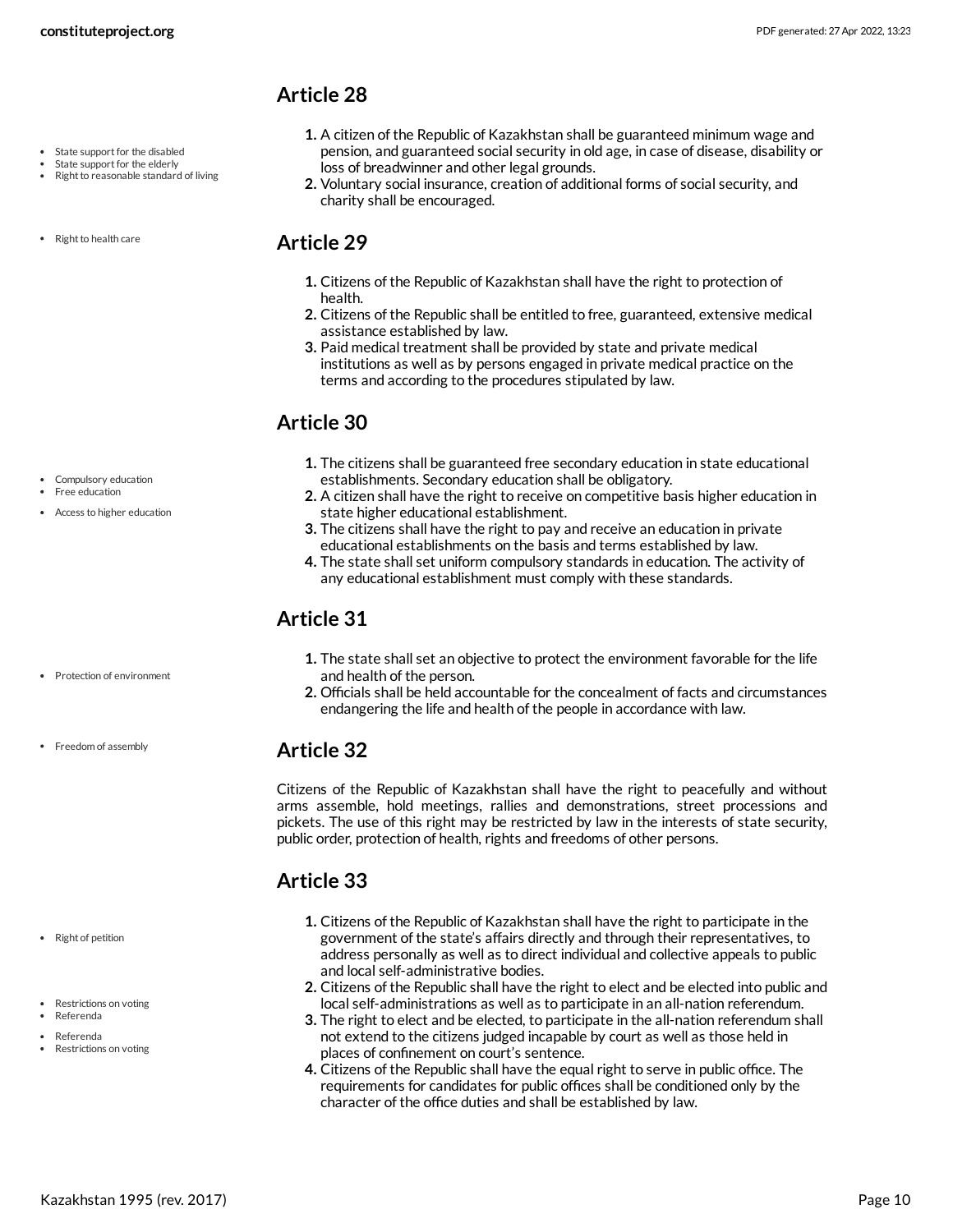## Article 28

- State support for the disabled
- State support for the elderly
- Right to reasonable standard of living

1. A citizen of the Republic of Kazakhstan shall be guaranteed minimum wage and pension, and guaranteed social security in old age, in case of disease, disability or loss of breadwinner and other legal grounds.
2. Voluntary social insurance, creation of additional forms of social security, and charity shall be encouraged.

- Right to health care

## Article 29

1. Citizens of the Republic of Kazakhstan shall have the right to protection of health.
2. Citizens of the Republic shall be entitled to free, guaranteed, extensive medical assistance established by law.
3. Paid medical treatment shall be provided by state and private medical institutions as well as by persons engaged in private medical practice on the terms and according to the procedures stipulated by law.

## Article 30

- Compulsory education
- Free education
- Access to higher education

1. The citizens shall be guaranteed free secondary education in state educational establishments. Secondary education shall be obligatory.
2. A citizen shall have the right to receive on competitive basis higher education in state higher educational establishment.
3. The citizens shall have the right to pay and receive an education in private educational establishments on the basis and terms established by law.
4. The state shall set uniform compulsory standards in education. The activity of any educational establishment must comply with these standards.

## Article 31

- Protection of environment

1. The state shall set an objective to protect the environment favorable for the life and health of the person.
2. Officials shall be held accountable for the concealment of facts and circumstances endangering the life and health of the people in accordance with law.

- Freedom of assembly

## Article 32

Citizens of the Republic of Kazakhstan shall have the right to peacefully and without arms assemble, hold meetings, rallies and demonstrations, street processions and pickets. The use of this right may be restricted by law in the interests of state security, public order, protection of health, rights and freedoms of other persons.

## Article 33

- Right of petition

1. Citizens of the Republic of Kazakhstan shall have the right to participate in the government of the state's affairs directly and through their representatives, to address personally as well as to direct individual and collective appeals to public and local self-administrative bodies.

- Restrictions on voting
- Referenda

2. Citizens of the Republic shall have the right to elect and be elected into public and local self-administrations as well as to participate in an all-nation referendum.

- Referenda
- Restrictions on voting

3. The right to elect and be elected, to participate in the all-nation referendum shall not extend to the citizens judged incapable by court as well as those held in places of confinement on court's sentence.
4. Citizens of the Republic shall have the equal right to serve in public office. The requirements for candidates for public offices shall be conditioned only by the character of the office duties and shall be established by law.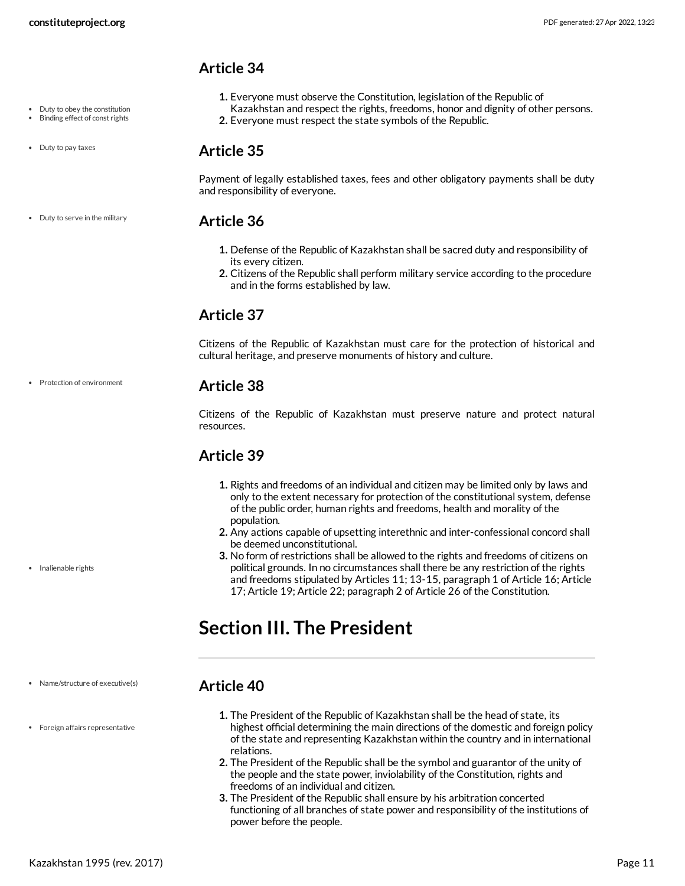## Article 34

- Duty to obey the constitution
- Binding effect of const rights

1. Everyone must observe the Constitution, legislation of the Republic of Kazakhstan and respect the rights, freedoms, honor and dignity of other persons.
2. Everyone must respect the state symbols of the Republic.

## Article 35

- Duty to pay taxes

Payment of legally established taxes, fees and other obligatory payments shall be duty and responsibility of everyone.

## Article 36

- Duty to serve in the military

1. Defense of the Republic of Kazakhstan shall be sacred duty and responsibility of its every citizen.
2. Citizens of the Republic shall perform military service according to the procedure and in the forms established by law.

## Article 37

Citizens of the Republic of Kazakhstan must care for the protection of historical and cultural heritage, and preserve monuments of history and culture.

## Article 38

- Protection of environment

Citizens of the Republic of Kazakhstan must preserve nature and protect natural resources.

## Article 39

1. Rights and freedoms of an individual and citizen may be limited only by laws and only to the extent necessary for protection of the constitutional system, defense of the public order, human rights and freedoms, health and morality of the population.
2. Any actions capable of upsetting interethnic and inter-confessional concord shall be deemed unconstitutional.
3. No form of restrictions shall be allowed to the rights and freedoms of citizens on political grounds. In no circumstances shall there be any restriction of the rights and freedoms stipulated by Articles 11; 13-15, paragraph 1 of Article 16; Article 17; Article 19; Article 22; paragraph 2 of Article 26 of the Constitution.

- Inalienable rights

# Section III. The President

## Article 40

- Name/structure of executive(s)
- Foreign affairs representative

1. The President of the Republic of Kazakhstan shall be the head of state, its highest official determining the main directions of the domestic and foreign policy of the state and representing Kazakhstan within the country and in international relations.
2. The President of the Republic shall be the symbol and guarantor of the unity of the people and the state power, inviolability of the Constitution, rights and freedoms of an individual and citizen.
3. The President of the Republic shall ensure by his arbitration concerted functioning of all branches of state power and responsibility of the institutions of power before the people.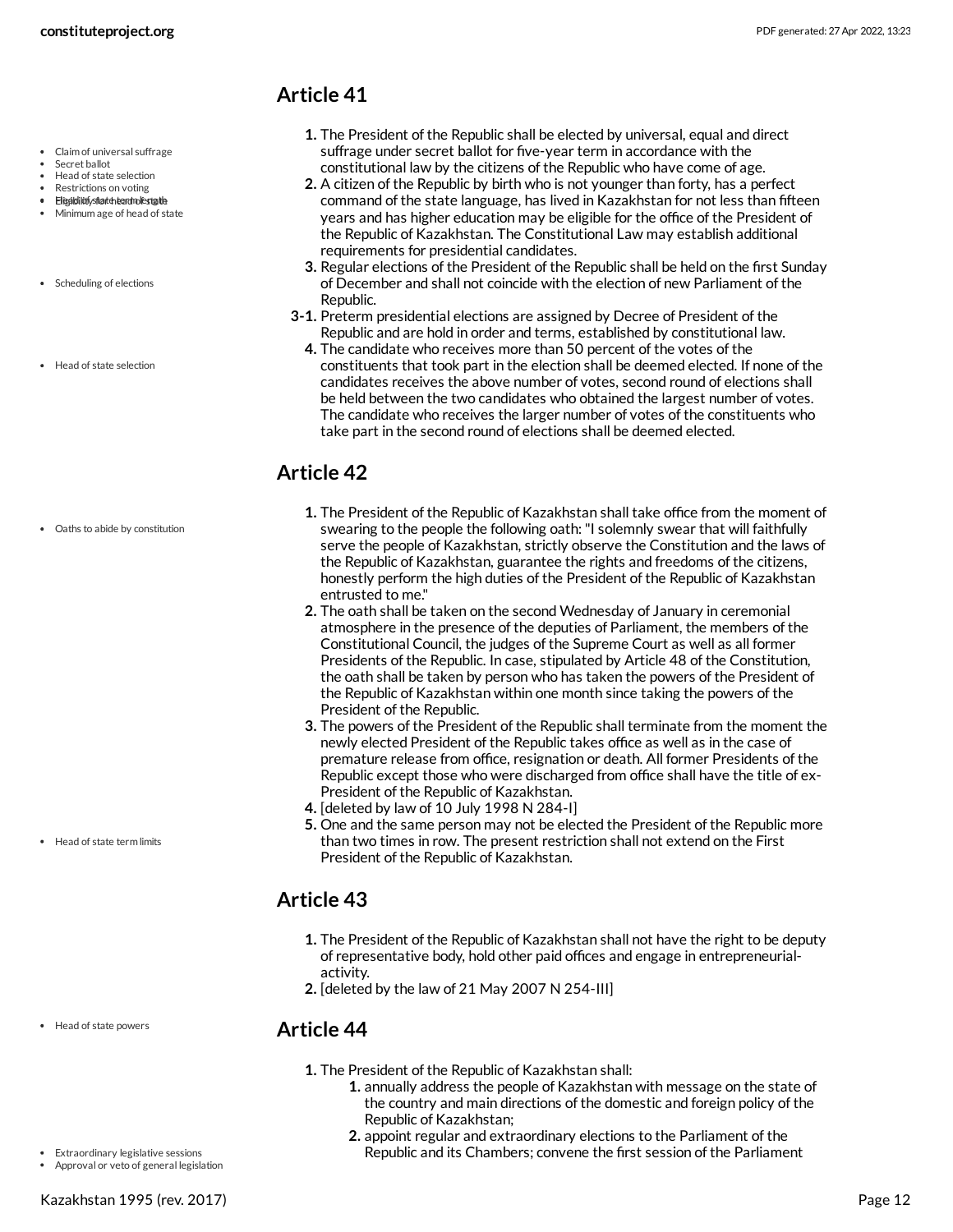## Article 41

1. The President of the Republic shall be elected by universal, equal and direct suffrage under secret ballot for five-year term in accordance with the constitutional law by the citizens of the Republic who have come of age.
2. A citizen of the Republic by birth who is not younger than forty, has a perfect command of the state language, has lived in Kazakhstan for not less than fifteen years and has higher education may be eligible for the office of the President of the Republic of Kazakhstan. The Constitutional Law may establish additional requirements for presidential candidates.
3. Regular elections of the President of the Republic shall be held on the first Sunday of December and shall not coincide with the election of new Parliament of the Republic.

3-1. Preterm presidential elections are assigned by Decree of President of the Republic and are hold in order and terms, established by constitutional law.

4. The candidate who receives more than 50 percent of the votes of the constituents that took part in the election shall be deemed elected. If none of the candidates receives the above number of votes, second round of elections shall be held between the two candidates who obtained the largest number of votes. The candidate who receives the larger number of votes of the constituents who take part in the second round of elections shall be deemed elected.

## Article 42

1. The President of the Republic of Kazakhstan shall take office from the moment of swearing to the people the following oath: "I solemnly swear that will faithfully serve the people of Kazakhstan, strictly observe the Constitution and the laws of the Republic of Kazakhstan, guarantee the rights and freedoms of the citizens, honestly perform the high duties of the President of the Republic of Kazakhstan entrusted to me."
2. The oath shall be taken on the second Wednesday of January in ceremonial atmosphere in the presence of the deputies of Parliament, the members of the Constitutional Council, the judges of the Supreme Court as well as all former Presidents of the Republic. In case, stipulated by Article 48 of the Constitution, the oath shall be taken by person who has taken the powers of the President of the Republic of Kazakhstan within one month since taking the powers of the President of the Republic.
3. The powers of the President of the Republic shall terminate from the moment the newly elected President of the Republic takes office as well as in the case of premature release from office, resignation or death. All former Presidents of the Republic except those who were discharged from office shall have the title of ex-President of the Republic of Kazakhstan.
4. [deleted by law of 10 July 1998 N 284-I]
5. One and the same person may not be elected the President of the Republic more than two times in row. The present restriction shall not extend on the First President of the Republic of Kazakhstan.

## Article 43

1. The President of the Republic of Kazakhstan shall not have the right to be deputy of representative body, hold other paid offices and engage in entrepreneurial-activity.
2. [deleted by the law of 21 May 2007 N 254-III]

## Article 44

1. The President of the Republic of Kazakhstan shall:
    1. annually address the people of Kazakhstan with message on the state of the country and main directions of the domestic and foreign policy of the Republic of Kazakhstan;
    2. appoint regular and extraordinary elections to the Parliament of the Republic and its Chambers; convene the first session of the Parliament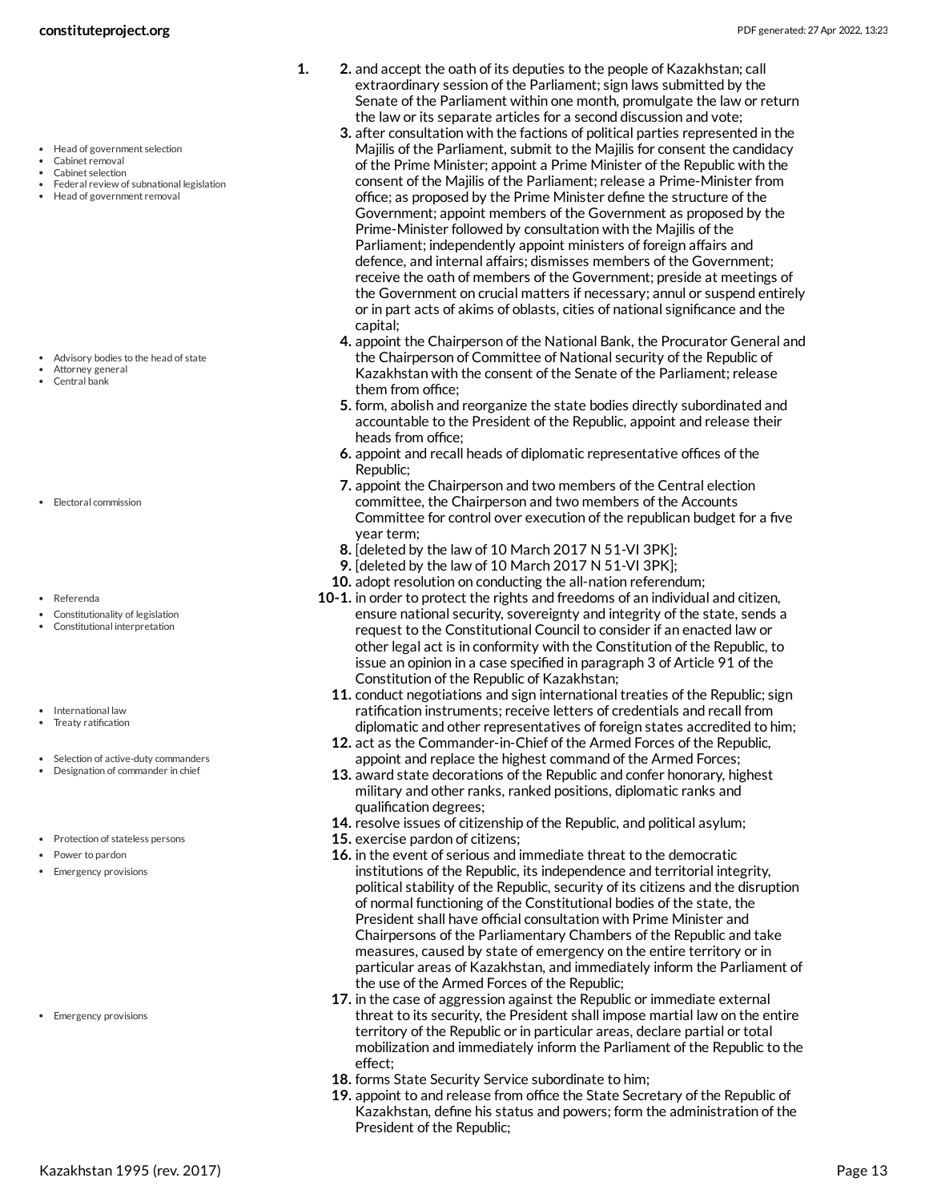1. 2. and accept the oath of its deputies to the people of Kazakhstan; call extraordinary session of the Parliament; sign laws submitted by the Senate of the Parliament within one month, promulgate the law or return the law or its separate articles for a second discussion and vote;
   3. after consultation with the factions of political parties represented in the Majilis of the Parliament, submit to the Majilis for consent the candidacy of the Prime Minister; appoint a Prime Minister of the Republic with the consent of the Majilis of the Parliament; release a Prime-Minister from office; as proposed by the Prime Minister define the structure of the Government; appoint members of the Government as proposed by the Prime-Minister followed by consultation with the Majilis of the Parliament; independently appoint ministers of foreign affairs and defence, and internal affairs; dismisses members of the Government; receive the oath of members of the Government; preside at meetings of the Government on crucial matters if necessary; annul or suspend entirely or in part acts of akims of oblasts, cities of national significance and the capital;
   4. appoint the Chairperson of the National Bank, the Procurator General and the Chairperson of Committee of National security of the Republic of Kazakhstan with the consent of the Senate of the Parliament; release them from office;
   5. form, abolish and reorganize the state bodies directly subordinated and accountable to the President of the Republic, appoint and release their heads from office;
   6. appoint and recall heads of diplomatic representative offices of the Republic;
   7. appoint the Chairperson and two members of the Central election committee, the Chairperson and two members of the Accounts Committee for control over execution of the republican budget for a five year term;
   8. [deleted by the law of 10 March 2017 N 51-VI 3PK];
   9. [deleted by the law of 10 March 2017 N 51-VI 3PK];
   10. adopt resolution on conducting the all-nation referendum;
   10-1. in order to protect the rights and freedoms of an individual and citizen, ensure national security, sovereignty and integrity of the state, sends a request to the Constitutional Council to consider if an enacted law or other legal act is in conformity with the Constitution of the Republic, to issue an opinion in a case specified in paragraph 3 of Article 91 of the Constitution of the Republic of Kazakhstan;
   11. conduct negotiations and sign international treaties of the Republic; sign ratification instruments; receive letters of credentials and recall from diplomatic and other representatives of foreign states accredited to him;
   12. act as the Commander-in-Chief of the Armed Forces of the Republic, appoint and replace the highest command of the Armed Forces;
   13. award state decorations of the Republic and confer honorary, highest military and other ranks, ranked positions, diplomatic ranks and qualification degrees;
   14. resolve issues of citizenship of the Republic, and political asylum;
   15. exercise pardon of citizens;
   16. in the event of serious and immediate threat to the democratic institutions of the Republic, its independence and territorial integrity, political stability of the Republic, security of its citizens and the disruption of normal functioning of the Constitutional bodies of the state, the President shall have official consultation with Prime Minister and Chairpersons of the Parliamentary Chambers of the Republic and take measures, caused by state of emergency on the entire territory or in particular areas of Kazakhstan, and immediately inform the Parliament of the use of the Armed Forces of the Republic;
   17. in the case of aggression against the Republic or immediate external threat to its security, the President shall impose martial law on the entire territory of the Republic or in particular areas, declare partial or total mobilization and immediately inform the Parliament of the Republic to the effect;
   18. forms State Security Service subordinate to him;
   19. appoint to and release from office the State Secretary of the Republic of Kazakhstan, define his status and powers; form the administration of the President of the Republic;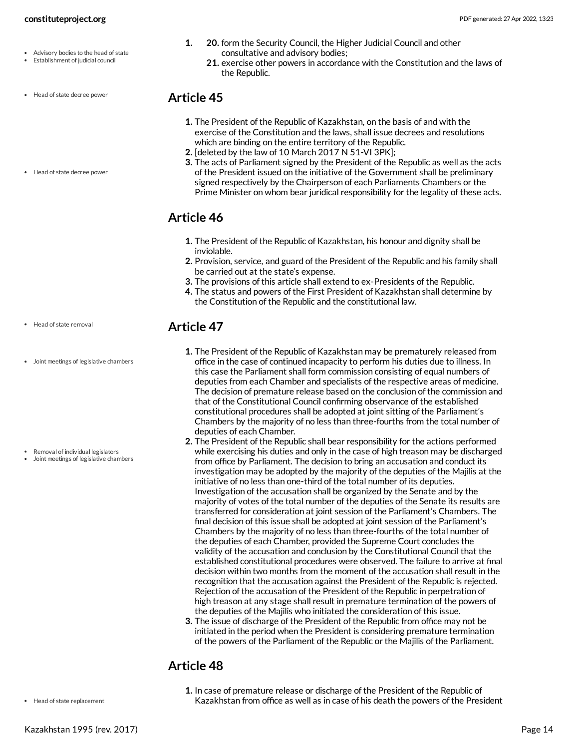1. 20. form the Security Council, the Higher Judicial Council and other consultative and advisory bodies;
   21. exercise other powers in accordance with the Constitution and the laws of the Republic.

## Article 45

1. The President of the Republic of Kazakhstan, on the basis of and with the exercise of the Constitution and the laws, shall issue decrees and resolutions which are binding on the entire territory of the Republic.
2. [deleted by the law of 10 March 2017 N 51-VI 3PK];
3. The acts of Parliament signed by the President of the Republic as well as the acts of the President issued on the initiative of the Government shall be preliminary signed respectively by the Chairperson of each Parliaments Chambers or the Prime Minister on whom bear juridical responsibility for the legality of these acts.

## Article 46

1. The President of the Republic of Kazakhstan, his honour and dignity shall be inviolable.
2. Provision, service, and guard of the President of the Republic and his family shall be carried out at the state's expense.
3. The provisions of this article shall extend to ex-Presidents of the Republic.
4. The status and powers of the First President of Kazakhstan shall determine by the Constitution of the Republic and the constitutional law.

## Article 47

1. The President of the Republic of Kazakhstan may be prematurely released from office in the case of continued incapacity to perform his duties due to illness. In this case the Parliament shall form commission consisting of equal numbers of deputies from each Chamber and specialists of the respective areas of medicine. The decision of premature release based on the conclusion of the commission and that of the Constitutional Council confirming observance of the established constitutional procedures shall be adopted at joint sitting of the Parliament's Chambers by the majority of no less than three-fourths from the total number of deputies of each Chamber.
2. The President of the Republic shall bear responsibility for the actions performed while exercising his duties and only in the case of high treason may be discharged from office by Parliament. The decision to bring an accusation and conduct its investigation may be adopted by the majority of the deputies of the Majilis at the initiative of no less than one-third of the total number of its deputies. Investigation of the accusation shall be organized by the Senate and by the majority of votes of the total number of the deputies of the Senate its results are transferred for consideration at joint session of the Parliament's Chambers. The final decision of this issue shall be adopted at joint session of the Parliament's Chambers by the majority of no less than three-fourths of the total number of the deputies of each Chamber, provided the Supreme Court concludes the validity of the accusation and conclusion by the Constitutional Council that the established constitutional procedures were observed. The failure to arrive at final decision within two months from the moment of the accusation shall result in the recognition that the accusation against the President of the Republic is rejected. Rejection of the accusation of the President of the Republic in perpetration of high treason at any stage shall result in premature termination of the powers of the deputies of the Majilis who initiated the consideration of this issue.
3. The issue of discharge of the President of the Republic from office may not be initiated in the period when the President is considering premature termination of the powers of the Parliament of the Republic or the Majilis of the Parliament.

## Article 48

1. In case of premature release or discharge of the President of the Republic of Kazakhstan from office as well as in case of his death the powers of the President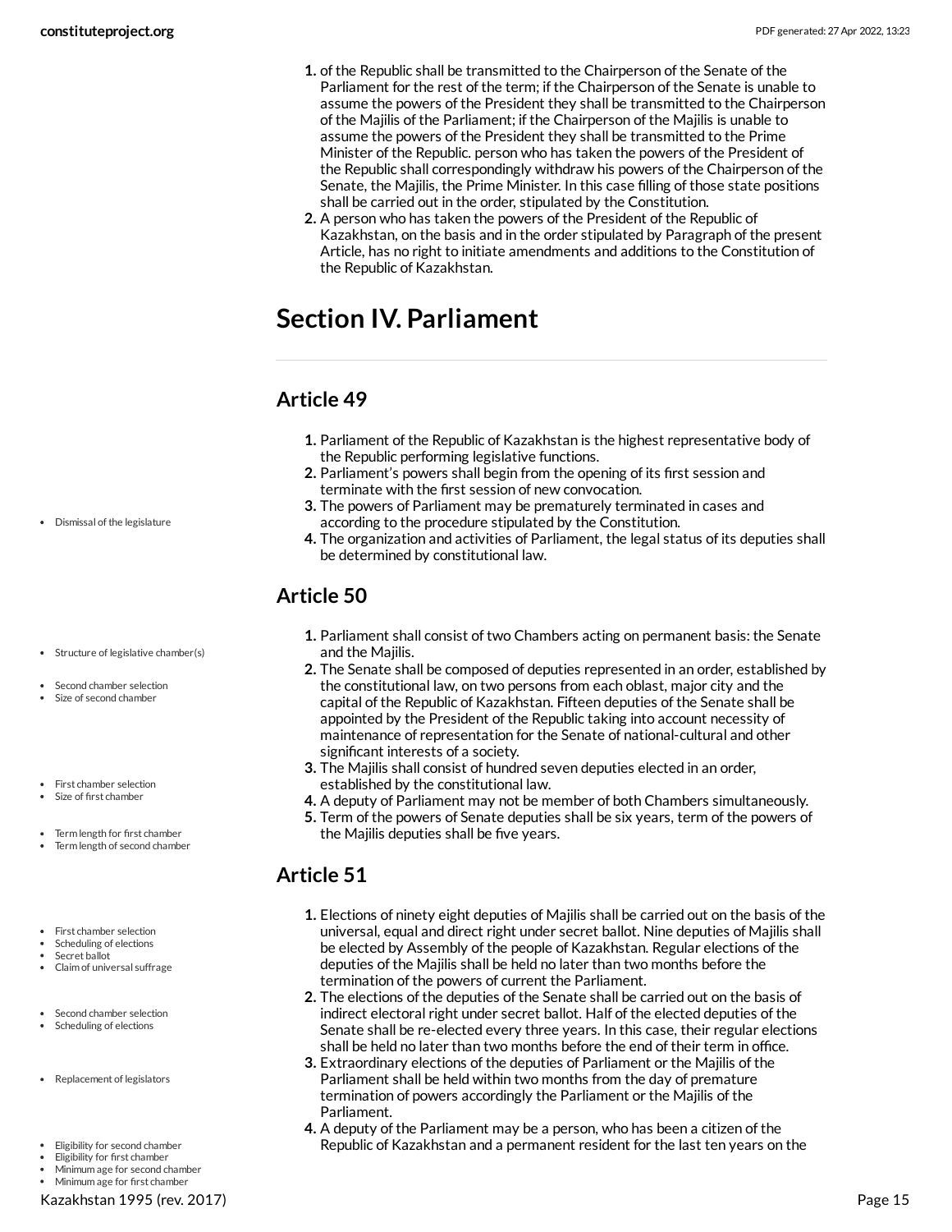1. of the Republic shall be transmitted to the Chairperson of the Senate of the Parliament for the rest of the term; if the Chairperson of the Senate is unable to assume the powers of the President they shall be transmitted to the Chairperson of the Majilis of the Parliament; if the Chairperson of the Majilis is unable to assume the powers of the President they shall be transmitted to the Prime Minister of the Republic. person who has taken the powers of the President of the Republic shall correspondingly withdraw his powers of the Chairperson of the Senate, the Majilis, the Prime Minister. In this case filling of those state positions shall be carried out in the order, stipulated by the Constitution.
2. A person who has taken the powers of the President of the Republic of Kazakhstan, on the basis and in the order stipulated by Paragraph of the present Article, has no right to initiate amendments and additions to the Constitution of the Republic of Kazakhstan.

# Section IV. Parliament

## Article 49

1. Parliament of the Republic of Kazakhstan is the highest representative body of the Republic performing legislative functions.
2. Parliament's powers shall begin from the opening of its first session and terminate with the first session of new convocation.
3. The powers of Parliament may be prematurely terminated in cases and according to the procedure stipulated by the Constitution.
4. The organization and activities of Parliament, the legal status of its deputies shall be determined by constitutional law.

## Article 50

1. Parliament shall consist of two Chambers acting on permanent basis: the Senate and the Majilis.
2. The Senate shall be composed of deputies represented in an order, established by the constitutional law, on two persons from each oblast, major city and the capital of the Republic of Kazakhstan. Fifteen deputies of the Senate shall be appointed by the President of the Republic taking into account necessity of maintenance of representation for the Senate of national-cultural and other significant interests of a society.
3. The Majilis shall consist of hundred seven deputies elected in an order, established by the constitutional law.
4. A deputy of Parliament may not be member of both Chambers simultaneously.
5. Term of the powers of Senate deputies shall be six years, term of the powers of the Majilis deputies shall be five years.

## Article 51

1. Elections of ninety eight deputies of Majilis shall be carried out on the basis of the universal, equal and direct right under secret ballot. Nine deputies of Majilis shall be elected by Assembly of the people of Kazakhstan. Regular elections of the deputies of the Majilis shall be held no later than two months before the termination of the powers of current the Parliament.
2. The elections of the deputies of the Senate shall be carried out on the basis of indirect electoral right under secret ballot. Half of the elected deputies of the Senate shall be re-elected every three years. In this case, their regular elections shall be held no later than two months before the end of their term in office.
3. Extraordinary elections of the deputies of Parliament or the Majilis of the Parliament shall be held within two months from the day of premature termination of powers accordingly the Parliament or the Majilis of the Parliament.
4. A deputy of the Parliament may be a person, who has been a citizen of the Republic of Kazakhstan and a permanent resident for the last ten years on the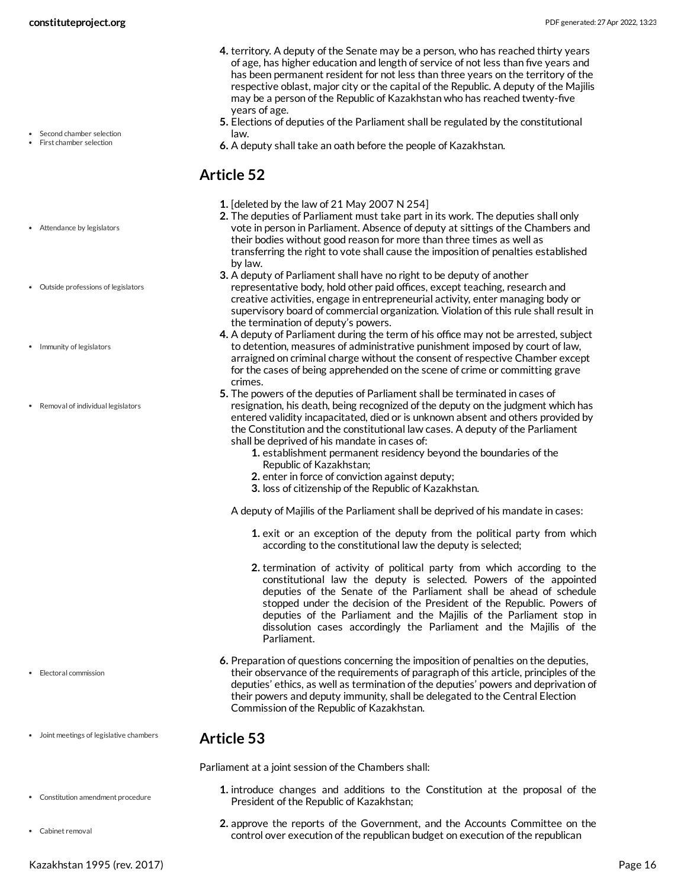4. territory. A deputy of the Senate may be a person, who has reached thirty years of age, has higher education and length of service of not less than five years and has been permanent resident for not less than three years on the territory of the respective oblast, major city or the capital of the Republic. A deputy of the Majilis may be a person of the Republic of Kazakhstan who has reached twenty-five years of age.
5. Elections of deputies of the Parliament shall be regulated by the constitutional law.
6. A deputy shall take an oath before the people of Kazakhstan.

## Article 52

1. [deleted by the law of 21 May 2007 N 254]
2. The deputies of Parliament must take part in its work. The deputies shall only vote in person in Parliament. Absence of deputy at sittings of the Chambers and their bodies without good reason for more than three times as well as transferring the right to vote shall cause the imposition of penalties established by law.
3. A deputy of Parliament shall have no right to be deputy of another representative body, hold other paid offices, except teaching, research and creative activities, engage in entrepreneurial activity, enter managing body or supervisory board of commercial organization. Violation of this rule shall result in the termination of deputy's powers.
4. A deputy of Parliament during the term of his office may not be arrested, subject to detention, measures of administrative punishment imposed by court of law, arraigned on criminal charge without the consent of respective Chamber except for the cases of being apprehended on the scene of crime or committing grave crimes.
5. The powers of the deputies of Parliament shall be terminated in cases of resignation, his death, being recognized of the deputy on the judgment which has entered validity incapacitated, died or is unknown absent and others provided by the Constitution and the constitutional law cases. A deputy of the Parliament shall be deprived of his mandate in cases of:
    1. establishment permanent residency beyond the boundaries of the Republic of Kazakhstan;
    2. enter in force of conviction against deputy;
    3. loss of citizenship of the Republic of Kazakhstan.

    A deputy of Majilis of the Parliament shall be deprived of his mandate in cases:

    1. exit or an exception of the deputy from the political party from which according to the constitutional law the deputy is selected;
    2. termination of activity of political party from which according to the constitutional law the deputy is selected. Powers of the appointed deputies of the Senate of the Parliament shall be ahead of schedule stopped under the decision of the President of the Republic. Powers of deputies of the Parliament and the Majilis of the Parliament stop in dissolution cases accordingly the Parliament and the Majilis of the Parliament.
6. Preparation of questions concerning the imposition of penalties on the deputies, their observance of the requirements of paragraph of this article, principles of the deputies' ethics, as well as termination of the deputies' powers and deprivation of their powers and deputy immunity, shall be delegated to the Central Election Commission of the Republic of Kazakhstan.

## Article 53

Parliament at a joint session of the Chambers shall:

1. introduce changes and additions to the Constitution at the proposal of the President of the Republic of Kazakhstan;
2. approve the reports of the Government, and the Accounts Committee on the control over execution of the republican budget on execution of the republican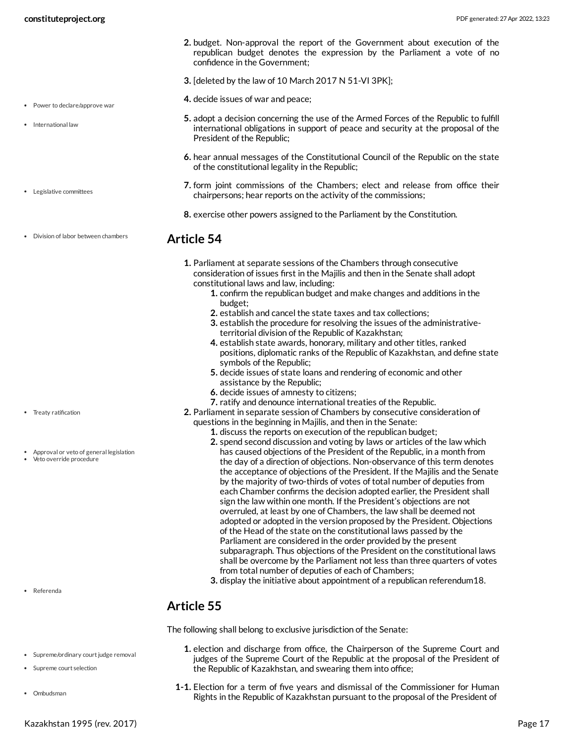2. budget. Non-approval the report of the Government about execution of the republican budget denotes the expression by the Parliament a vote of no confidence in the Government;
3. [deleted by the law of 10 March 2017 N 51-VI 3PK];
4. decide issues of war and peace;
5. adopt a decision concerning the use of the Armed Forces of the Republic to fulfill international obligations in support of peace and security at the proposal of the President of the Republic;
6. hear annual messages of the Constitutional Council of the Republic on the state of the constitutional legality in the Republic;
7. form joint commissions of the Chambers; elect and release from office their chairpersons; hear reports on the activity of the commissions;
8. exercise other powers assigned to the Parliament by the Constitution.

- Power to declare/approve war
- International law
- Legislative committees

## Article 54

- Division of labor between chambers

1. Parliament at separate sessions of the Chambers through consecutive consideration of issues first in the Majilis and then in the Senate shall adopt constitutional laws and law, including:
   1. confirm the republican budget and make changes and additions in the budget;
   2. establish and cancel the state taxes and tax collections;
   3. establish the procedure for resolving the issues of the administrative-territorial division of the Republic of Kazakhstan;
   4. establish state awards, honorary, military and other titles, ranked positions, diplomatic ranks of the Republic of Kazakhstan, and define state symbols of the Republic;
   5. decide issues of state loans and rendering of economic and other assistance by the Republic;
   6. decide issues of amnesty to citizens;
   7. ratify and denounce international treaties of the Republic.
2. Parliament in separate session of Chambers by consecutive consideration of questions in the beginning in Majilis, and then in the Senate:
   1. discuss the reports on execution of the republican budget;
   2. spend second discussion and voting by laws or articles of the law which has caused objections of the President of the Republic, in a month from the day of a direction of objections. Non-observance of this term denotes the acceptance of objections of the President. If the Majilis and the Senate by the majority of two-thirds of votes of total number of deputies from each Chamber confirms the decision adopted earlier, the President shall sign the law within one month. If the President's objections are not overruled, at least by one of Chambers, the law shall be deemed not adopted or adopted in the version proposed by the President. Objections of the Head of the state on the constitutional laws passed by the Parliament are considered in the order provided by the present subparagraph. Thus objections of the President on the constitutional laws shall be overcome by the Parliament not less than three quarters of votes from total number of deputies of each of Chambers;
   3. display the initiative about appointment of a republican referendum18.

- Treaty ratification
- Approval or veto of general legislation
- Veto override procedure
- Referenda

## Article 55

The following shall belong to exclusive jurisdiction of the Senate:

1. election and discharge from office, the Chairperson of the Supreme Court and judges of the Supreme Court of the Republic at the proposal of the President of the Republic of Kazakhstan, and swearing them into office;

1-1. Election for a term of five years and dismissal of the Commissioner for Human Rights in the Republic of Kazakhstan pursuant to the proposal of the President of

- Supreme/ordinary court judge removal
- Supreme court selection
- Ombudsman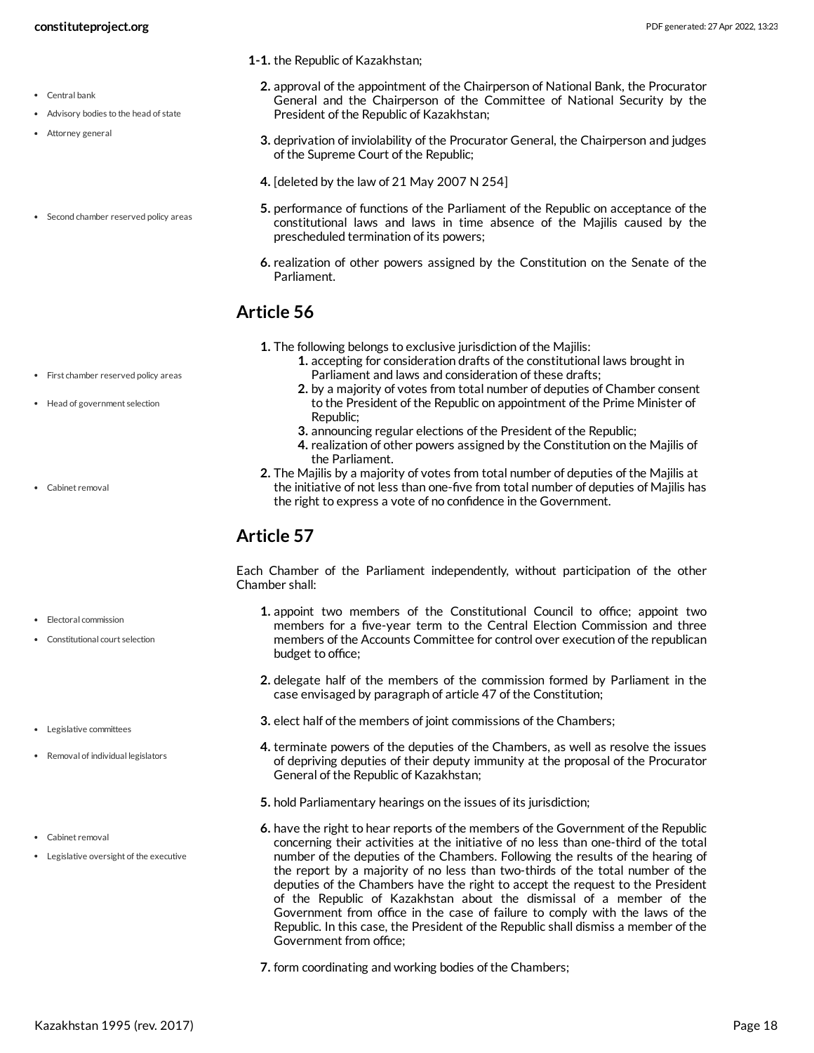1-1. the Republic of Kazakhstan;

2. approval of the appointment of the Chairperson of National Bank, the Procurator General and the Chairperson of the Committee of National Security by the President of the Republic of Kazakhstan;

3. deprivation of inviolability of the Procurator General, the Chairperson and judges of the Supreme Court of the Republic;

4. [deleted by the law of 21 May 2007 N 254]

5. performance of functions of the Parliament of the Republic on acceptance of the constitutional laws and laws in time absence of the Majilis caused by the prescheduled termination of its powers;

6. realization of other powers assigned by the Constitution on the Senate of the Parliament.

## Article 56

1. The following belongs to exclusive jurisdiction of the Majilis:
   1. accepting for consideration drafts of the constitutional laws brought in Parliament and laws and consideration of these drafts;
   2. by a majority of votes from total number of deputies of Chamber consent to the President of the Republic on appointment of the Prime Minister of Republic;
   3. announcing regular elections of the President of the Republic;
   4. realization of other powers assigned by the Constitution on the Majilis of the Parliament.
2. The Majilis by a majority of votes from total number of deputies of the Majilis at the initiative of not less than one-five from total number of deputies of Majilis has the right to express a vote of no confidence in the Government.

## Article 57

Each Chamber of the Parliament independently, without participation of the other Chamber shall:

1. appoint two members of the Constitutional Council to office; appoint two members for a five-year term to the Central Election Commission and three members of the Accounts Committee for control over execution of the republican budget to office;

2. delegate half of the members of the commission formed by Parliament in the case envisaged by paragraph of article 47 of the Constitution;

3. elect half of the members of joint commissions of the Chambers;

4. terminate powers of the deputies of the Chambers, as well as resolve the issues of depriving deputies of their deputy immunity at the proposal of the Procurator General of the Republic of Kazakhstan;

5. hold Parliamentary hearings on the issues of its jurisdiction;

6. have the right to hear reports of the members of the Government of the Republic concerning their activities at the initiative of no less than one-third of the total number of the deputies of the Chambers. Following the results of the hearing of the report by a majority of no less than two-thirds of the total number of the deputies of the Chambers have the right to accept the request to the President of the Republic of Kazakhstan about the dismissal of a member of the Government from office in the case of failure to comply with the laws of the Republic. In this case, the President of the Republic shall dismiss a member of the Government from office;

7. form coordinating and working bodies of the Chambers;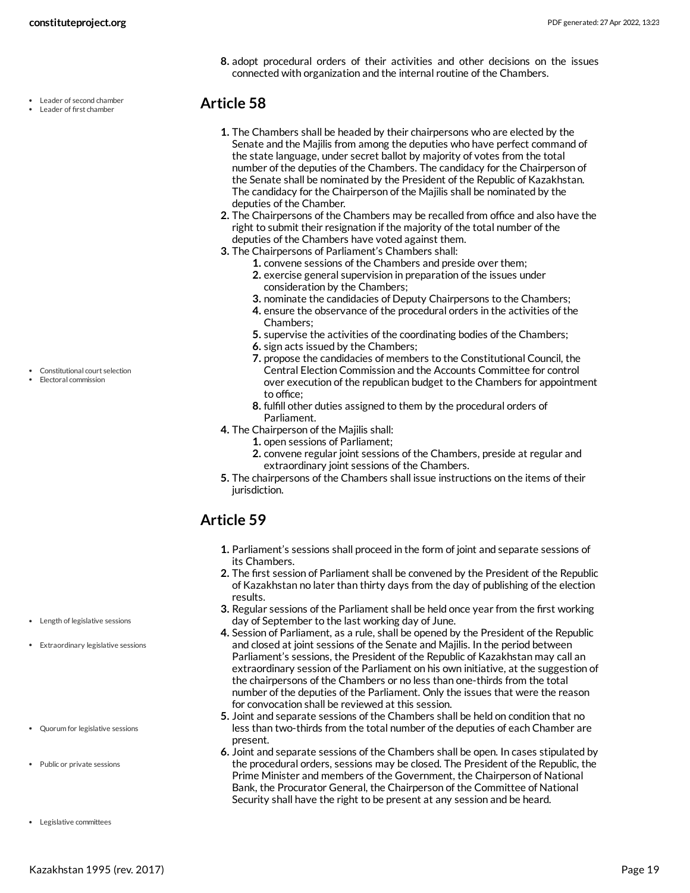8. adopt procedural orders of their activities and other decisions on the issues connected with organization and the internal routine of the Chambers.

## Article 58

1. The Chambers shall be headed by their chairpersons who are elected by the Senate and the Majilis from among the deputies who have perfect command of the state language, under secret ballot by majority of votes from the total number of the deputies of the Chambers. The candidacy for the Chairperson of the Senate shall be nominated by the President of the Republic of Kazakhstan. The candidacy for the Chairperson of the Majilis shall be nominated by the deputies of the Chamber.
2. The Chairpersons of the Chambers may be recalled from office and also have the right to submit their resignation if the majority of the total number of the deputies of the Chambers have voted against them.
3. The Chairpersons of Parliament's Chambers shall:
   1. convene sessions of the Chambers and preside over them;
   2. exercise general supervision in preparation of the issues under consideration by the Chambers;
   3. nominate the candidacies of Deputy Chairpersons to the Chambers;
   4. ensure the observance of the procedural orders in the activities of the Chambers;
   5. supervise the activities of the coordinating bodies of the Chambers;
   6. sign acts issued by the Chambers;
   7. propose the candidacies of members to the Constitutional Council, the Central Election Commission and the Accounts Committee for control over execution of the republican budget to the Chambers for appointment to office;
   8. fulfill other duties assigned to them by the procedural orders of Parliament.
4. The Chairperson of the Majilis shall:
   1. open sessions of Parliament;
   2. convene regular joint sessions of the Chambers, preside at regular and extraordinary joint sessions of the Chambers.
5. The chairpersons of the Chambers shall issue instructions on the items of their jurisdiction.

## Article 59

1. Parliament's sessions shall proceed in the form of joint and separate sessions of its Chambers.
2. The first session of Parliament shall be convened by the President of the Republic of Kazakhstan no later than thirty days from the day of publishing of the election results.
3. Regular sessions of the Parliament shall be held once year from the first working day of September to the last working day of June.
4. Session of Parliament, as a rule, shall be opened by the President of the Republic and closed at joint sessions of the Senate and Majilis. In the period between Parliament's sessions, the President of the Republic of Kazakhstan may call an extraordinary session of the Parliament on his own initiative, at the suggestion of the chairpersons of the Chambers or no less than one-thirds from the total number of the deputies of the Parliament. Only the issues that were the reason for convocation shall be reviewed at this session.
5. Joint and separate sessions of the Chambers shall be held on condition that no less than two-thirds from the total number of the deputies of each Chamber are present.
6. Joint and separate sessions of the Chambers shall be open. In cases stipulated by the procedural orders, sessions may be closed. The President of the Republic, the Prime Minister and members of the Government, the Chairperson of National Bank, the Procurator General, the Chairperson of the Committee of National Security shall have the right to be present at any session and be heard.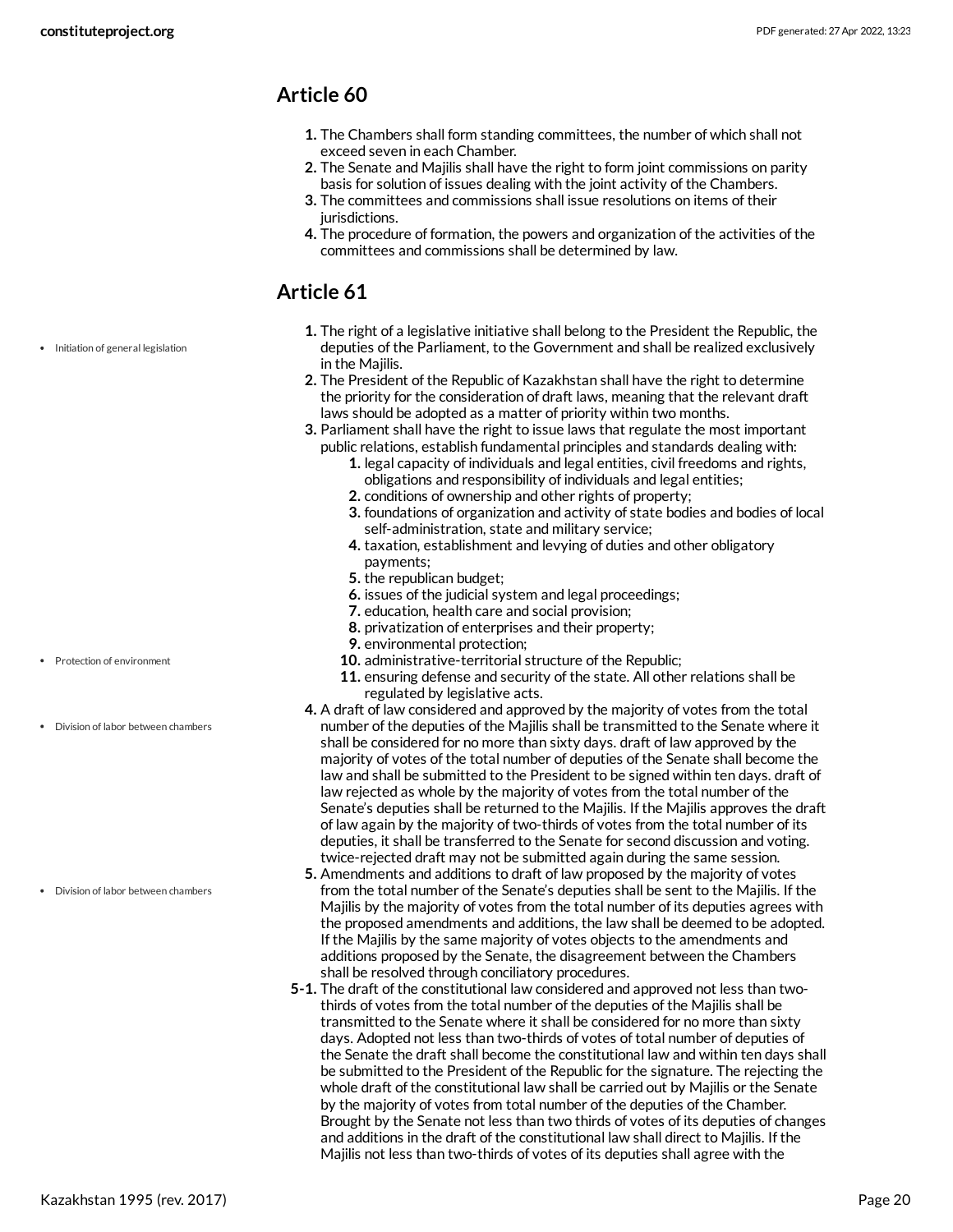## Article 60

1. The Chambers shall form standing committees, the number of which shall not exceed seven in each Chamber.
2. The Senate and Majilis shall have the right to form joint commissions on parity basis for solution of issues dealing with the joint activity of the Chambers.
3. The committees and commissions shall issue resolutions on items of their jurisdictions.
4. The procedure of formation, the powers and organization of the activities of the committees and commissions shall be determined by law.

## Article 61

- Initiation of general legislation

1. The right of a legislative initiative shall belong to the President the Republic, the deputies of the Parliament, to the Government and shall be realized exclusively in the Majilis.
2. The President of the Republic of Kazakhstan shall have the right to determine the priority for the consideration of draft laws, meaning that the relevant draft laws should be adopted as a matter of priority within two months.
3. Parliament shall have the right to issue laws that regulate the most important public relations, establish fundamental principles and standards dealing with:
   1. legal capacity of individuals and legal entities, civil freedoms and rights, obligations and responsibility of individuals and legal entities;
   2. conditions of ownership and other rights of property;
   3. foundations of organization and activity of state bodies and bodies of local self-administration, state and military service;
   4. taxation, establishment and levying of duties and other obligatory payments;
   5. the republican budget;
   6. issues of the judicial system and legal proceedings;
   7. education, health care and social provision;
   8. privatization of enterprises and their property;
   9. environmental protection;
   10. administrative-territorial structure of the Republic;
   11. ensuring defense and security of the state. All other relations shall be regulated by legislative acts.
4. A draft of law considered and approved by the majority of votes from the total number of the deputies of the Majilis shall be transmitted to the Senate where it shall be considered for no more than sixty days. draft of law approved by the majority of votes of the total number of deputies of the Senate shall become the law and shall be submitted to the President to be signed within ten days. draft of law rejected as whole by the majority of votes from the total number of the Senate's deputies shall be returned to the Majilis. If the Majilis approves the draft of law again by the majority of two-thirds of votes from the total number of its deputies, it shall be transferred to the Senate for second discussion and voting. twice-rejected draft may not be submitted again during the same session.
5. Amendments and additions to draft of law proposed by the majority of votes from the total number of the Senate's deputies shall be sent to the Majilis. If the Majilis by the majority of votes from the total number of its deputies agrees with the proposed amendments and additions, the law shall be deemed to be adopted. If the Majilis by the same majority of votes objects to the amendments and additions proposed by the Senate, the disagreement between the Chambers shall be resolved through conciliatory procedures.

5-1. The draft of the constitutional law considered and approved not less than two-thirds of votes from the total number of the deputies of the Majilis shall be transmitted to the Senate where it shall be considered for no more than sixty days. Adopted not less than two-thirds of votes of total number of deputies of the Senate the draft shall become the constitutional law and within ten days shall be submitted to the President of the Republic for the signature. The rejecting the whole draft of the constitutional law shall be carried out by Majilis or the Senate by the majority of votes from total number of the deputies of the Chamber. Brought by the Senate not less than two thirds of votes of its deputies of changes and additions in the draft of the constitutional law shall direct to Majilis. If the Majilis not less than two-thirds of votes of its deputies shall agree with the

- Protection of environment
- Division of labor between chambers
- Division of labor between chambers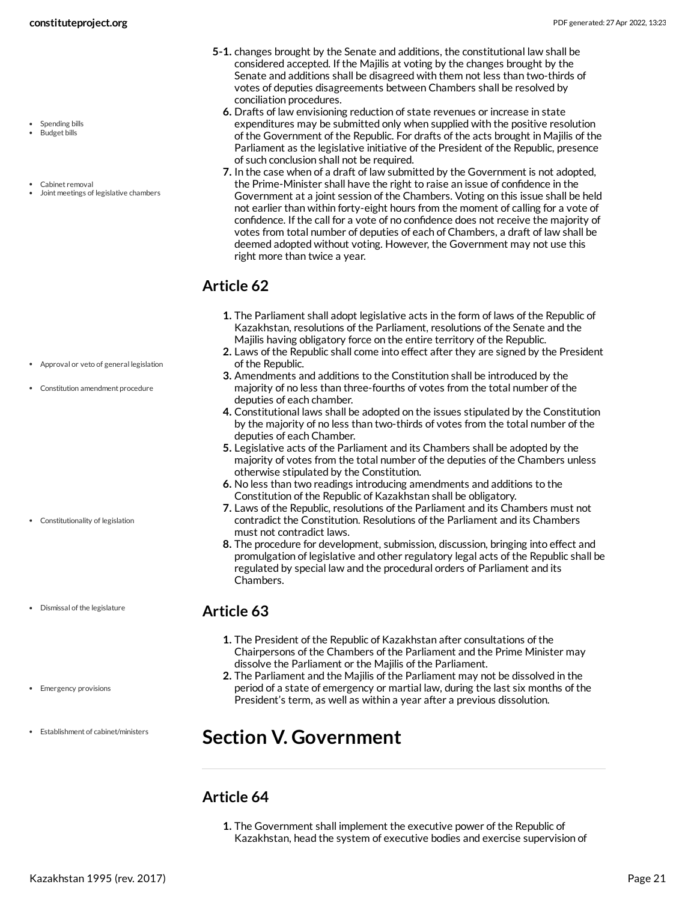5-1. changes brought by the Senate and additions, the constitutional law shall be considered accepted. If the Majilis at voting by the changes brought by the Senate and additions shall be disagreed with them not less than two-thirds of votes of deputies disagreements between Chambers shall be resolved by conciliation procedures.

6. Drafts of law envisioning reduction of state revenues or increase in state expenditures may be submitted only when supplied with the positive resolution of the Government of the Republic. For drafts of the acts brought in Majilis of the Parliament as the legislative initiative of the President of the Republic, presence of such conclusion shall not be required.
7. In the case when of a draft of law submitted by the Government is not adopted, the Prime-Minister shall have the right to raise an issue of confidence in the Government at a joint session of the Chambers. Voting on this issue shall be held not earlier than within forty-eight hours from the moment of calling for a vote of confidence. If the call for a vote of no confidence does not receive the majority of votes from total number of deputies of each of Chambers, a draft of law shall be deemed adopted without voting. However, the Government may not use this right more than twice a year.

- Spending bills
- Budget bills
- Cabinet removal
- Joint meetings of legislative chambers

## Article 62

1. The Parliament shall adopt legislative acts in the form of laws of the Republic of Kazakhstan, resolutions of the Parliament, resolutions of the Senate and the Majilis having obligatory force on the entire territory of the Republic.
2. Laws of the Republic shall come into effect after they are signed by the President of the Republic.
3. Amendments and additions to the Constitution shall be introduced by the majority of no less than three-fourths of votes from the total number of the deputies of each chamber.
4. Constitutional laws shall be adopted on the issues stipulated by the Constitution by the majority of no less than two-thirds of votes from the total number of the deputies of each Chamber.
5. Legislative acts of the Parliament and its Chambers shall be adopted by the majority of votes from the total number of the deputies of the Chambers unless otherwise stipulated by the Constitution.
6. No less than two readings introducing amendments and additions to the Constitution of the Republic of Kazakhstan shall be obligatory.
7. Laws of the Republic, resolutions of the Parliament and its Chambers must not contradict the Constitution. Resolutions of the Parliament and its Chambers must not contradict laws.
8. The procedure for development, submission, discussion, bringing into effect and promulgation of legislative and other regulatory legal acts of the Republic shall be regulated by special law and the procedural orders of Parliament and its Chambers.

- Approval or veto of general legislation
- Constitution amendment procedure
- Constitutionality of legislation

## Article 63

1. The President of the Republic of Kazakhstan after consultations of the Chairpersons of the Chambers of the Parliament and the Prime Minister may dissolve the Parliament or the Majilis of the Parliament.
2. The Parliament and the Majilis of the Parliament may not be dissolved in the period of a state of emergency or martial law, during the last six months of the President's term, as well as within a year after a previous dissolution.

- Dismissal of the legislature
- Emergency provisions

# Section V. Government

- Establishment of cabinet/ministers

## Article 64

1. The Government shall implement the executive power of the Republic of Kazakhstan, head the system of executive bodies and exercise supervision of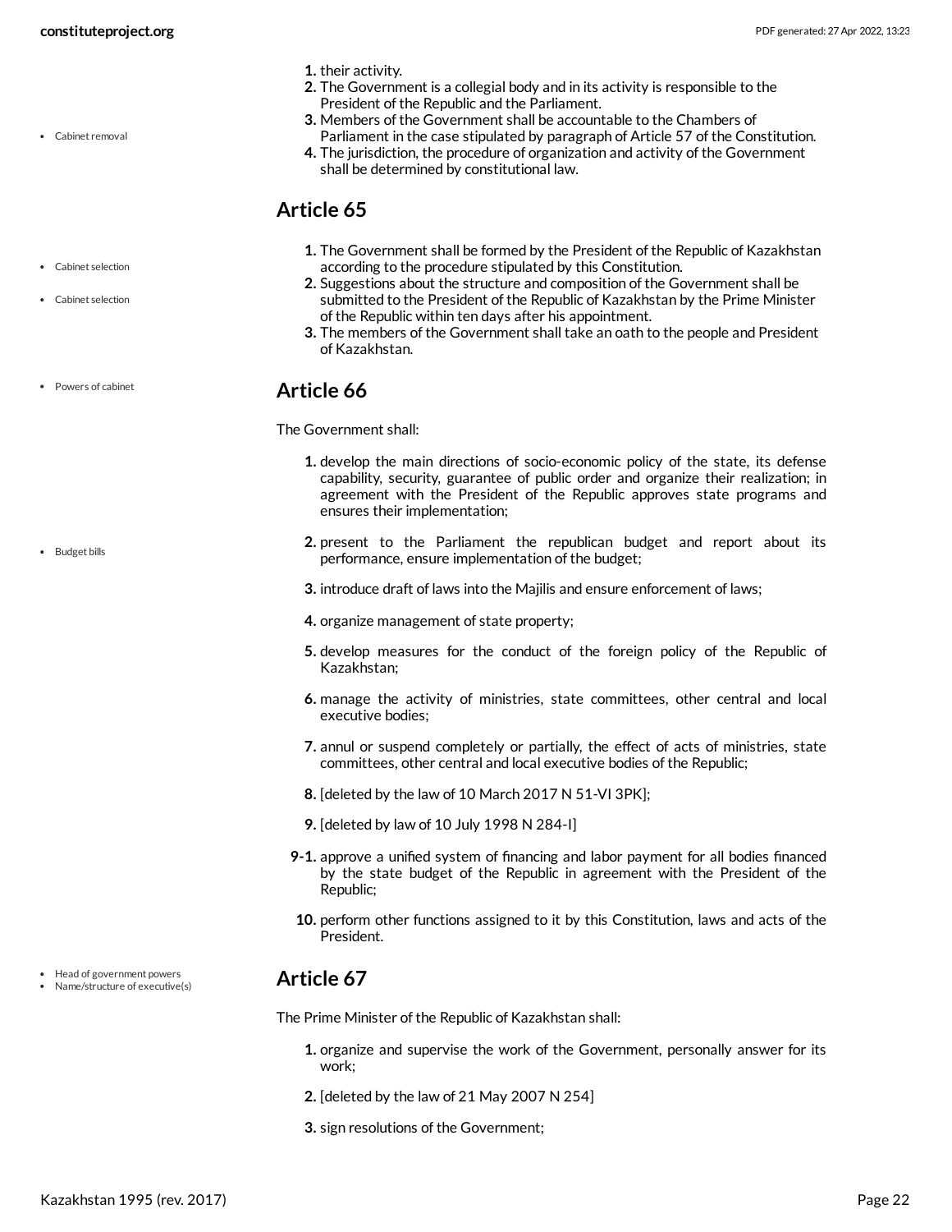1. their activity.
2. The Government is a collegial body and in its activity is responsible to the President of the Republic and the Parliament.
3. Members of the Government shall be accountable to the Chambers of Parliament in the case stipulated by paragraph of Article 57 of the Constitution.
4. The jurisdiction, the procedure of organization and activity of the Government shall be determined by constitutional law.

## Article 65

1. The Government shall be formed by the President of the Republic of Kazakhstan according to the procedure stipulated by this Constitution.
2. Suggestions about the structure and composition of the Government shall be submitted to the President of the Republic of Kazakhstan by the Prime Minister of the Republic within ten days after his appointment.
3. The members of the Government shall take an oath to the people and President of Kazakhstan.

## Article 66

The Government shall:

1. develop the main directions of socio-economic policy of the state, its defense capability, security, guarantee of public order and organize their realization; in agreement with the President of the Republic approves state programs and ensures their implementation;
2. present to the Parliament the republican budget and report about its performance, ensure implementation of the budget;
3. introduce draft of laws into the Majilis and ensure enforcement of laws;
4. organize management of state property;
5. develop measures for the conduct of the foreign policy of the Republic of Kazakhstan;
6. manage the activity of ministries, state committees, other central and local executive bodies;
7. annul or suspend completely or partially, the effect of acts of ministries, state committees, other central and local executive bodies of the Republic;
8. [deleted by the law of 10 March 2017 N 51-VI 3PK];
9. [deleted by law of 10 July 1998 N 284-I]

9-1. approve a unified system of financing and labor payment for all bodies financed by the state budget of the Republic in agreement with the President of the Republic;

10. perform other functions assigned to it by this Constitution, laws and acts of the President.

## Article 67

The Prime Minister of the Republic of Kazakhstan shall:

1. organize and supervise the work of the Government, personally answer for its work;
2. [deleted by the law of 21 May 2007 N 254]
3. sign resolutions of the Government;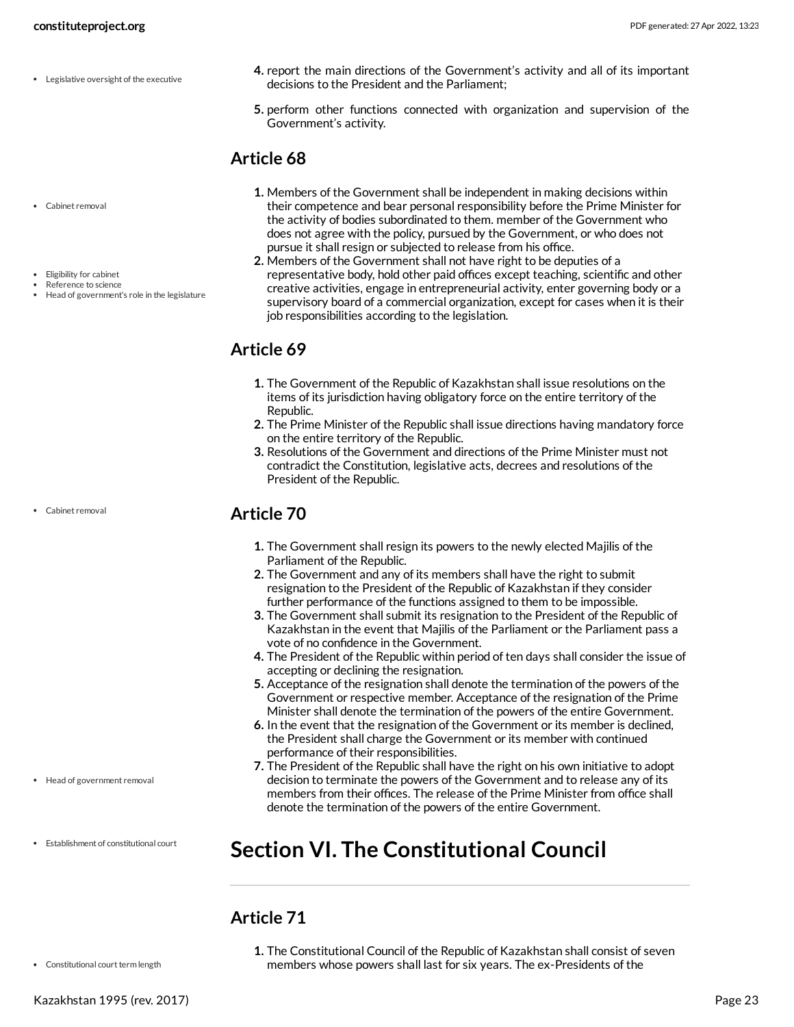4. report the main directions of the Government's activity and all of its important decisions to the President and the Parliament;
5. perform other functions connected with organization and supervision of the Government's activity.

## Article 68

1. Members of the Government shall be independent in making decisions within their competence and bear personal responsibility before the Prime Minister for the activity of bodies subordinated to them. member of the Government who does not agree with the policy, pursued by the Government, or who does not pursue it shall resign or subjected to release from his office.
2. Members of the Government shall not have right to be deputies of a representative body, hold other paid offices except teaching, scientific and other creative activities, engage in entrepreneurial activity, enter governing body or a supervisory board of a commercial organization, except for cases when it is their job responsibilities according to the legislation.

## Article 69

1. The Government of the Republic of Kazakhstan shall issue resolutions on the items of its jurisdiction having obligatory force on the entire territory of the Republic.
2. The Prime Minister of the Republic shall issue directions having mandatory force on the entire territory of the Republic.
3. Resolutions of the Government and directions of the Prime Minister must not contradict the Constitution, legislative acts, decrees and resolutions of the President of the Republic.

## Article 70

1. The Government shall resign its powers to the newly elected Majilis of the Parliament of the Republic.
2. The Government and any of its members shall have the right to submit resignation to the President of the Republic of Kazakhstan if they consider further performance of the functions assigned to them to be impossible.
3. The Government shall submit its resignation to the President of the Republic of Kazakhstan in the event that Majilis of the Parliament or the Parliament pass a vote of no confidence in the Government.
4. The President of the Republic within period of ten days shall consider the issue of accepting or declining the resignation.
5. Acceptance of the resignation shall denote the termination of the powers of the Government or respective member. Acceptance of the resignation of the Prime Minister shall denote the termination of the powers of the entire Government.
6. In the event that the resignation of the Government or its member is declined, the President shall charge the Government or its member with continued performance of their responsibilities.
7. The President of the Republic shall have the right on his own initiative to adopt decision to terminate the powers of the Government and to release any of its members from their offices. The release of the Prime Minister from office shall denote the termination of the powers of the entire Government.

# Section VI. The Constitutional Council

## Article 71

1. The Constitutional Council of the Republic of Kazakhstan shall consist of seven members whose powers shall last for six years. The ex-Presidents of the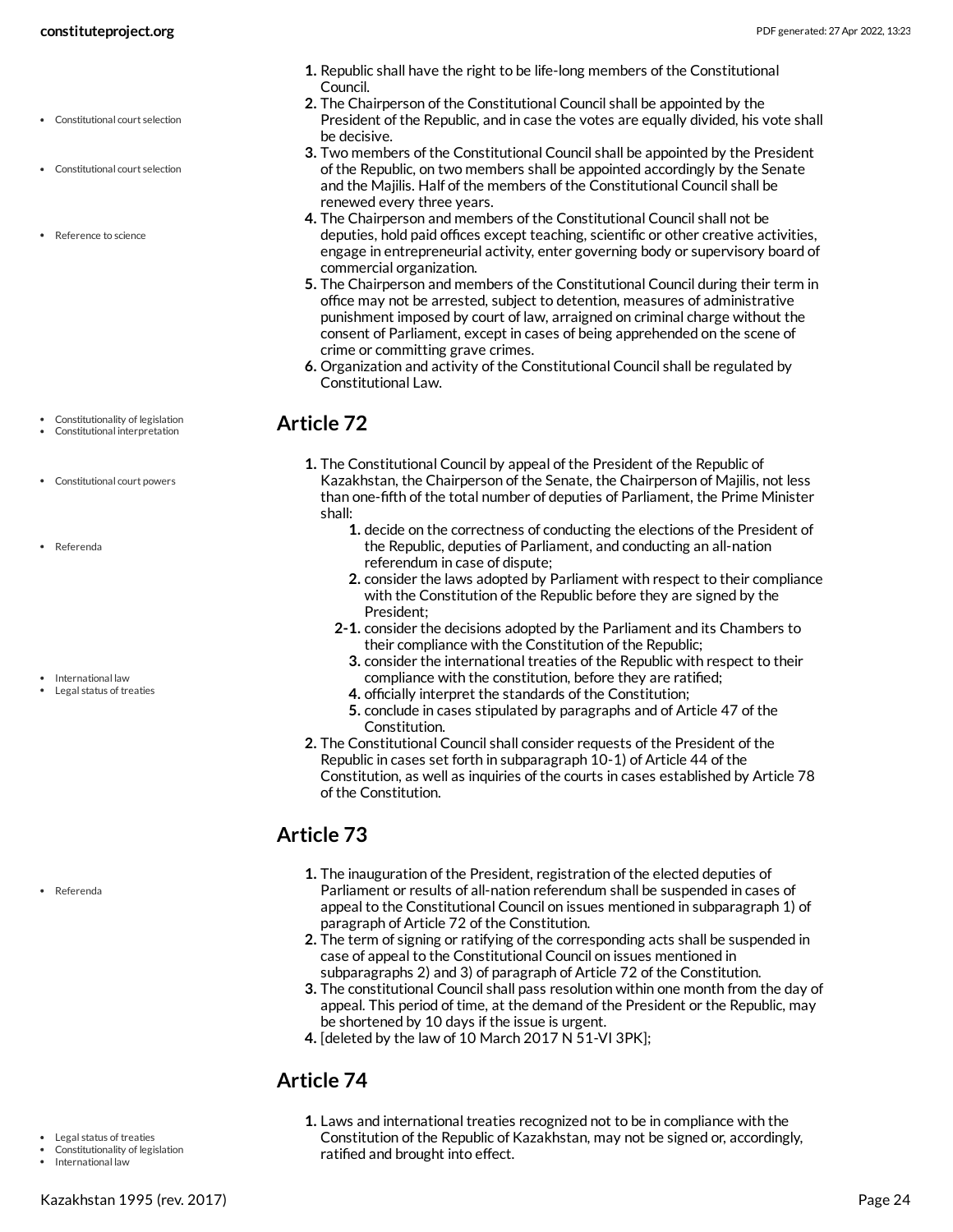1. Republic shall have the right to be life-long members of the Constitutional Council.
2. The Chairperson of the Constitutional Council shall be appointed by the President of the Republic, and in case the votes are equally divided, his vote shall be decisive.
3. Two members of the Constitutional Council shall be appointed by the President of the Republic, on two members shall be appointed accordingly by the Senate and the Majilis. Half of the members of the Constitutional Council shall be renewed every three years.
4. The Chairperson and members of the Constitutional Council shall not be deputies, hold paid offices except teaching, scientific or other creative activities, engage in entrepreneurial activity, enter governing body or supervisory board of commercial organization.
5. The Chairperson and members of the Constitutional Council during their term in office may not be arrested, subject to detention, measures of administrative punishment imposed by court of law, arraigned on criminal charge without the consent of Parliament, except in cases of being apprehended on the scene of crime or committing grave crimes.
6. Organization and activity of the Constitutional Council shall be regulated by Constitutional Law.

## Article 72

1. The Constitutional Council by appeal of the President of the Republic of Kazakhstan, the Chairperson of the Senate, the Chairperson of Majilis, not less than one-fifth of the total number of deputies of Parliament, the Prime Minister shall:
    1. decide on the correctness of conducting the elections of the President of the Republic, deputies of Parliament, and conducting an all-nation referendum in case of dispute;
    2. consider the laws adopted by Parliament with respect to their compliance with the Constitution of the Republic before they are signed by the President;
    
    2-1. consider the decisions adopted by the Parliament and its Chambers to their compliance with the Constitution of the Republic;
    
    3. consider the international treaties of the Republic with respect to their compliance with the constitution, before they are ratified;
    4. officially interpret the standards of the Constitution;
    5. conclude in cases stipulated by paragraphs and of Article 47 of the Constitution.
2. The Constitutional Council shall consider requests of the President of the Republic in cases set forth in subparagraph 10-1) of Article 44 of the Constitution, as well as inquiries of the courts in cases established by Article 78 of the Constitution.

## Article 73

1. The inauguration of the President, registration of the elected deputies of Parliament or results of all-nation referendum shall be suspended in cases of appeal to the Constitutional Council on issues mentioned in subparagraph 1) of paragraph of Article 72 of the Constitution.
2. The term of signing or ratifying of the corresponding acts shall be suspended in case of appeal to the Constitutional Council on issues mentioned in subparagraphs 2) and 3) of paragraph of Article 72 of the Constitution.
3. The constitutional Council shall pass resolution within one month from the day of appeal. This period of time, at the demand of the President or the Republic, may be shortened by 10 days if the issue is urgent.
4. [deleted by the law of 10 March 2017 N 51-VI 3PK];

## Article 74

1. Laws and international treaties recognized not to be in compliance with the Constitution of the Republic of Kazakhstan, may not be signed or, accordingly, ratified and brought into effect.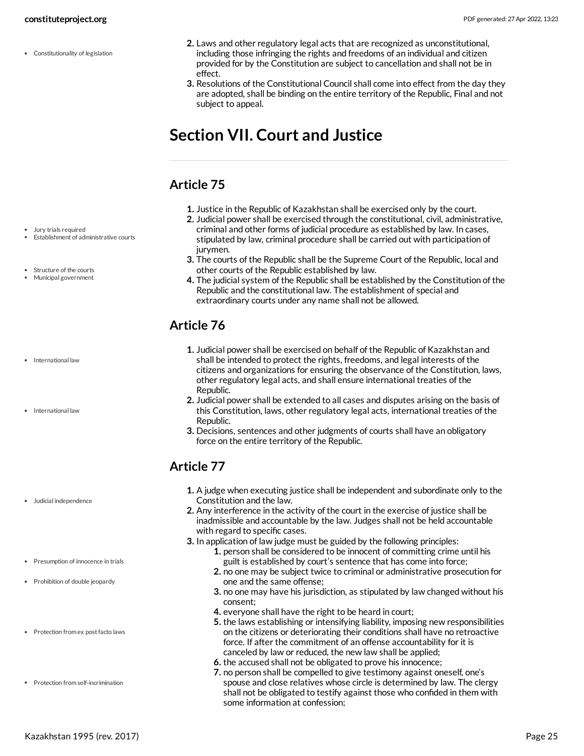2. Laws and other regulatory legal acts that are recognized as unconstitutional, including those infringing the rights and freedoms of an individual and citizen provided for by the Constitution are subject to cancellation and shall not be in effect.
3. Resolutions of the Constitutional Council shall come into effect from the day they are adopted, shall be binding on the entire territory of the Republic, Final and not subject to appeal.

# Section VII. Court and Justice

## Article 75

1. Justice in the Republic of Kazakhstan shall be exercised only by the court.
2. Judicial power shall be exercised through the constitutional, civil, administrative, criminal and other forms of judicial procedure as established by law. In cases, stipulated by law, criminal procedure shall be carried out with participation of jurymen.
3. The courts of the Republic shall be the Supreme Court of the Republic, local and other courts of the Republic established by law.
4. The judicial system of the Republic shall be established by the Constitution of the Republic and the constitutional law. The establishment of special and extraordinary courts under any name shall not be allowed.

## Article 76

1. Judicial power shall be exercised on behalf of the Republic of Kazakhstan and shall be intended to protect the rights, freedoms, and legal interests of the citizens and organizations for ensuring the observance of the Constitution, laws, other regulatory legal acts, and shall ensure international treaties of the Republic.
2. Judicial power shall be extended to all cases and disputes arising on the basis of this Constitution, laws, other regulatory legal acts, international treaties of the Republic.
3. Decisions, sentences and other judgments of courts shall have an obligatory force on the entire territory of the Republic.

## Article 77

1. A judge when executing justice shall be independent and subordinate only to the Constitution and the law.
2. Any interference in the activity of the court in the exercise of justice shall be inadmissible and accountable by the law. Judges shall not be held accountable with regard to specific cases.
3. In application of law judge must be guided by the following principles:
    1. person shall be considered to be innocent of committing crime until his guilt is established by court's sentence that has come into force;
    2. no one may be subject twice to criminal or administrative prosecution for one and the same offense;
    3. no one may have his jurisdiction, as stipulated by law changed without his consent;
    4. everyone shall have the right to be heard in court;
    5. the laws establishing or intensifying liability, imposing new responsibilities on the citizens or deteriorating their conditions shall have no retroactive force. If after the commitment of an offense accountability for it is canceled by law or reduced, the new law shall be applied;
    6. the accused shall not be obligated to prove his innocence;
    7. no person shall be compelled to give testimony against oneself, one's spouse and close relatives whose circle is determined by law. The clergy shall not be obligated to testify against those who confided in them with some information at confession;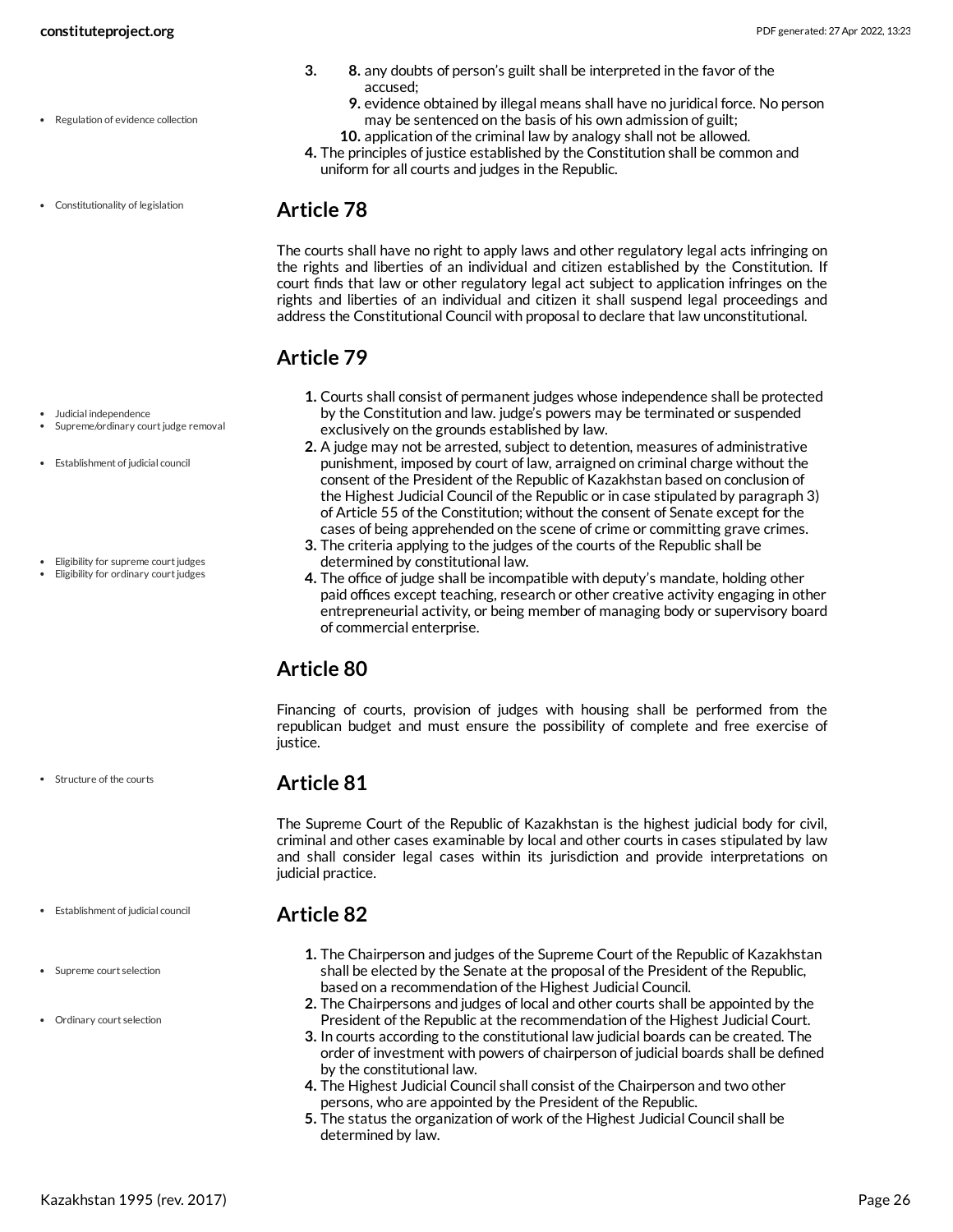3. 
   8. any doubts of person's guilt shall be interpreted in the favor of the accused;
   9. evidence obtained by illegal means shall have no juridical force. No person may be sentenced on the basis of his own admission of guilt;
   10. application of the criminal law by analogy shall not be allowed.
4. The principles of justice established by the Constitution shall be common and uniform for all courts and judges in the Republic.

- Regulation of evidence collection
- Constitutionality of legislation

## Article 78

The courts shall have no right to apply laws and other regulatory legal acts infringing on the rights and liberties of an individual and citizen established by the Constitution. If court finds that law or other regulatory legal act subject to application infringes on the rights and liberties of an individual and citizen it shall suspend legal proceedings and address the Constitutional Council with proposal to declare that law unconstitutional.

## Article 79

- Judicial independence
- Supreme/ordinary court judge removal
- Establishment of judicial council
- Eligibility for supreme court judges
- Eligibility for ordinary court judges

1. Courts shall consist of permanent judges whose independence shall be protected by the Constitution and law. judge's powers may be terminated or suspended exclusively on the grounds established by law.
2. A judge may not be arrested, subject to detention, measures of administrative punishment, imposed by court of law, arraigned on criminal charge without the consent of the President of the Republic of Kazakhstan based on conclusion of the Highest Judicial Council of the Republic or in case stipulated by paragraph 3) of Article 55 of the Constitution; without the consent of Senate except for the cases of being apprehended on the scene of crime or committing grave crimes.
3. The criteria applying to the judges of the courts of the Republic shall be determined by constitutional law.
4. The office of judge shall be incompatible with deputy's mandate, holding other paid offices except teaching, research or other creative activity engaging in other entrepreneurial activity, or being member of managing body or supervisory board of commercial enterprise.

## Article 80

Financing of courts, provision of judges with housing shall be performed from the republican budget and must ensure the possibility of complete and free exercise of justice.

- Structure of the courts

## Article 81

The Supreme Court of the Republic of Kazakhstan is the highest judicial body for civil, criminal and other cases examinable by local and other courts in cases stipulated by law and shall consider legal cases within its jurisdiction and provide interpretations on judicial practice.

- Establishment of judicial council
- Supreme court selection
- Ordinary court selection

## Article 82

1. The Chairperson and judges of the Supreme Court of the Republic of Kazakhstan shall be elected by the Senate at the proposal of the President of the Republic, based on a recommendation of the Highest Judicial Council.
2. The Chairpersons and judges of local and other courts shall be appointed by the President of the Republic at the recommendation of the Highest Judicial Court.
3. In courts according to the constitutional law judicial boards can be created. The order of investment with powers of chairperson of judicial boards shall be defined by the constitutional law.
4. The Highest Judicial Council shall consist of the Chairperson and two other persons, who are appointed by the President of the Republic.
5. The status the organization of work of the Highest Judicial Council shall be determined by law.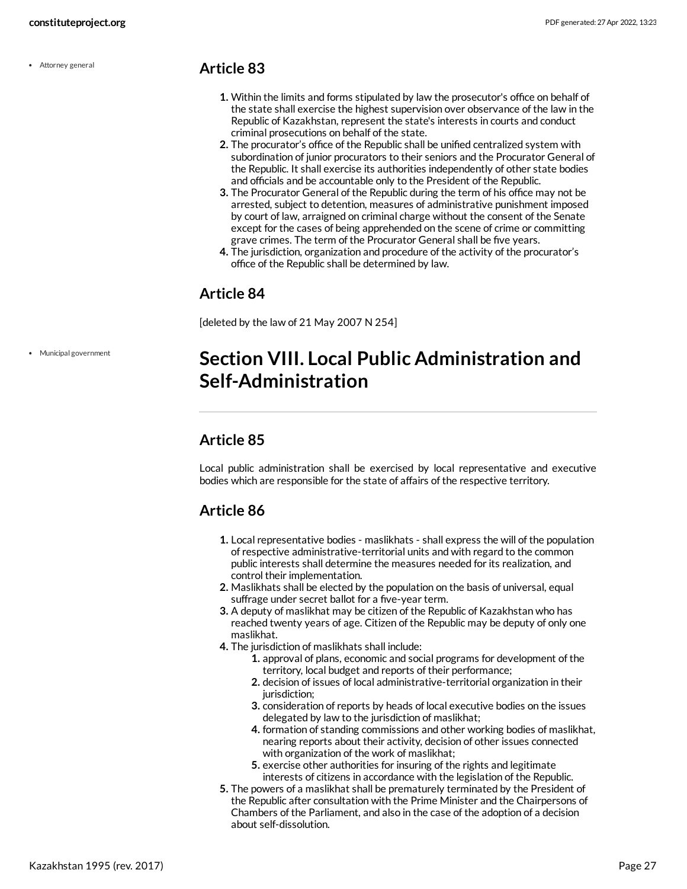## Article 83

1. Within the limits and forms stipulated by law the prosecutor's office on behalf of the state shall exercise the highest supervision over observance of the law in the Republic of Kazakhstan, represent the state's interests in courts and conduct criminal prosecutions on behalf of the state.
2. The procurator's office of the Republic shall be unified centralized system with subordination of junior procurators to their seniors and the Procurator General of the Republic. It shall exercise its authorities independently of other state bodies and officials and be accountable only to the President of the Republic.
3. The Procurator General of the Republic during the term of his office may not be arrested, subject to detention, measures of administrative punishment imposed by court of law, arraigned on criminal charge without the consent of the Senate except for the cases of being apprehended on the scene of crime or committing grave crimes. The term of the Procurator General shall be five years.
4. The jurisdiction, organization and procedure of the activity of the procurator's office of the Republic shall be determined by law.

## Article 84

[deleted by the law of 21 May 2007 N 254]

# Section VIII. Local Public Administration and Self-Administration

## Article 85

Local public administration shall be exercised by local representative and executive bodies which are responsible for the state of affairs of the respective territory.

## Article 86

1. Local representative bodies - maslikhats - shall express the will of the population of respective administrative-territorial units and with regard to the common public interests shall determine the measures needed for its realization, and control their implementation.
2. Maslikhats shall be elected by the population on the basis of universal, equal suffrage under secret ballot for a five-year term.
3. A deputy of maslikhat may be citizen of the Republic of Kazakhstan who has reached twenty years of age. Citizen of the Republic may be deputy of only one maslikhat.
4. The jurisdiction of maslikhats shall include:
    1. approval of plans, economic and social programs for development of the territory, local budget and reports of their performance;
    2. decision of issues of local administrative-territorial organization in their jurisdiction;
    3. consideration of reports by heads of local executive bodies on the issues delegated by law to the jurisdiction of maslikhat;
    4. formation of standing commissions and other working bodies of maslikhat, nearing reports about their activity, decision of other issues connected with organization of the work of maslikhat;
    5. exercise other authorities for insuring of the rights and legitimate interests of citizens in accordance with the legislation of the Republic.
5. The powers of a maslikhat shall be prematurely terminated by the President of the Republic after consultation with the Prime Minister and the Chairpersons of Chambers of the Parliament, and also in the case of the adoption of a decision about self-dissolution.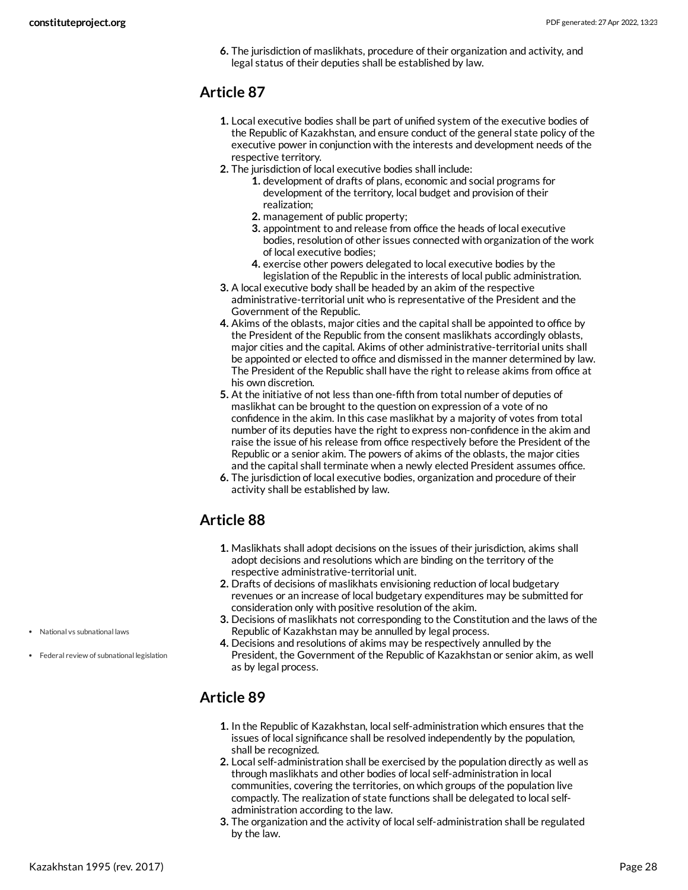6. The jurisdiction of maslikhats, procedure of their organization and activity, and legal status of their deputies shall be established by law.

## Article 87

1. Local executive bodies shall be part of unified system of the executive bodies of the Republic of Kazakhstan, and ensure conduct of the general state policy of the executive power in conjunction with the interests and development needs of the respective territory.
2. The jurisdiction of local executive bodies shall include:
    1. development of drafts of plans, economic and social programs for development of the territory, local budget and provision of their realization;
    2. management of public property;
    3. appointment to and release from office the heads of local executive bodies, resolution of other issues connected with organization of the work of local executive bodies;
    4. exercise other powers delegated to local executive bodies by the legislation of the Republic in the interests of local public administration.
3. A local executive body shall be headed by an akim of the respective administrative-territorial unit who is representative of the President and the Government of the Republic.
4. Akims of the oblasts, major cities and the capital shall be appointed to office by the President of the Republic from the consent maslikhats accordingly oblasts, major cities and the capital. Akims of other administrative-territorial units shall be appointed or elected to office and dismissed in the manner determined by law. The President of the Republic shall have the right to release akims from office at his own discretion.
5. At the initiative of not less than one-fifth from total number of deputies of maslikhat can be brought to the question on expression of a vote of no confidence in the akim. In this case maslikhat by a majority of votes from total number of its deputies have the right to express non-confidence in the akim and raise the issue of his release from office respectively before the President of the Republic or a senior akim. The powers of akims of the oblasts, the major cities and the capital shall terminate when a newly elected President assumes office.
6. The jurisdiction of local executive bodies, organization and procedure of their activity shall be established by law.

## Article 88

1. Maslikhats shall adopt decisions on the issues of their jurisdiction, akims shall adopt decisions and resolutions which are binding on the territory of the respective administrative-territorial unit.
2. Drafts of decisions of maslikhats envisioning reduction of local budgetary revenues or an increase of local budgetary expenditures may be submitted for consideration only with positive resolution of the akim.
3. Decisions of maslikhats not corresponding to the Constitution and the laws of the Republic of Kazakhstan may be annulled by legal process.
4. Decisions and resolutions of akims may be respectively annulled by the President, the Government of the Republic of Kazakhstan or senior akim, as well as by legal process.

- National vs subnational laws
- Federal review of subnational legislation

## Article 89

1. In the Republic of Kazakhstan, local self-administration which ensures that the issues of local significance shall be resolved independently by the population, shall be recognized.
2. Local self-administration shall be exercised by the population directly as well as through maslikhats and other bodies of local self-administration in local communities, covering the territories, on which groups of the population live compactly. The realization of state functions shall be delegated to local self-administration according to the law.
3. The organization and the activity of local self-administration shall be regulated by the law.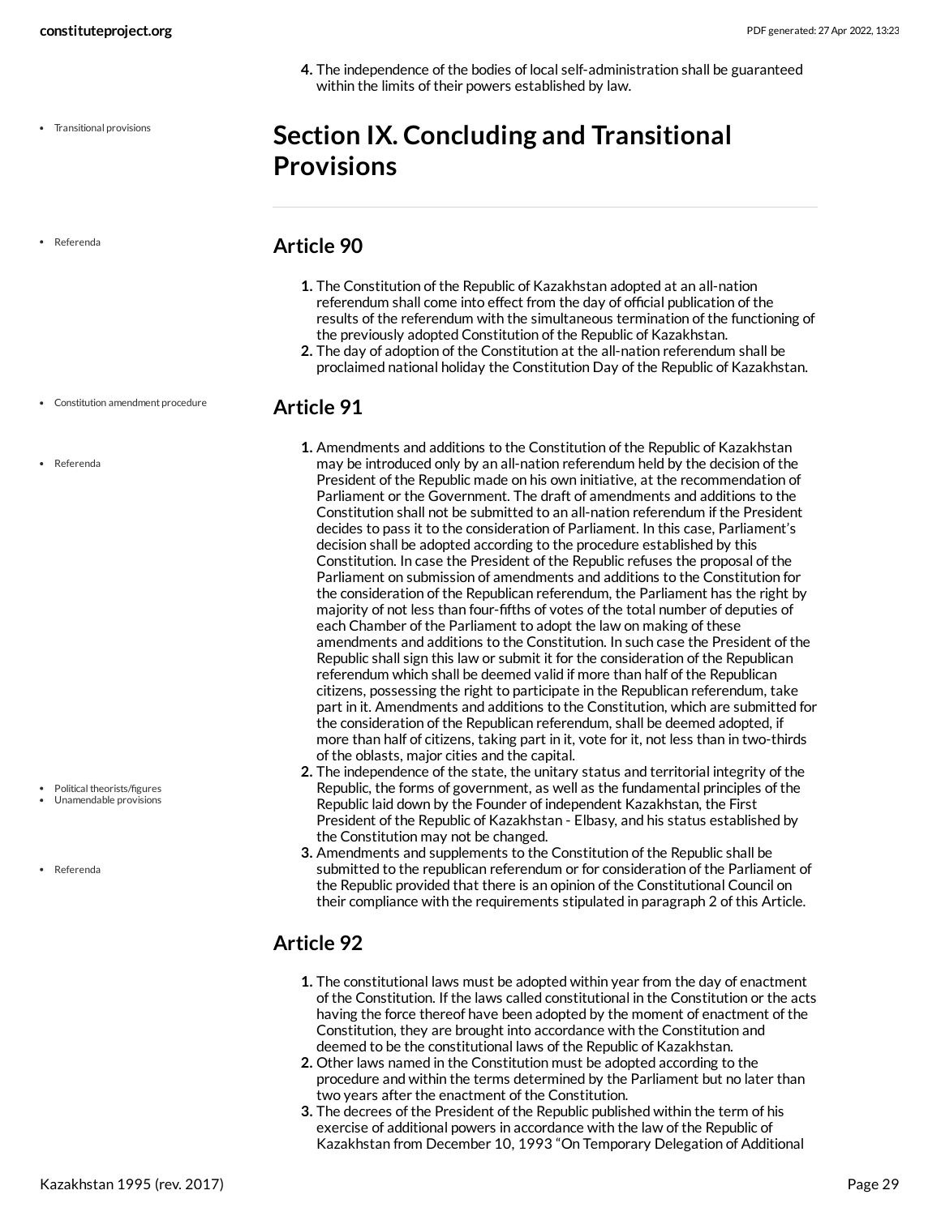4. The independence of the bodies of local self-administration shall be guaranteed within the limits of their powers established by law.

# Section IX. Concluding and Transitional Provisions

## Article 90

1. The Constitution of the Republic of Kazakhstan adopted at an all-nation referendum shall come into effect from the day of official publication of the results of the referendum with the simultaneous termination of the functioning of the previously adopted Constitution of the Republic of Kazakhstan.
2. The day of adoption of the Constitution at the all-nation referendum shall be proclaimed national holiday the Constitution Day of the Republic of Kazakhstan.

## Article 91

1. Amendments and additions to the Constitution of the Republic of Kazakhstan may be introduced only by an all-nation referendum held by the decision of the President of the Republic made on his own initiative, at the recommendation of Parliament or the Government. The draft of amendments and additions to the Constitution shall not be submitted to an all-nation referendum if the President decides to pass it to the consideration of Parliament. In this case, Parliament's decision shall be adopted according to the procedure established by this Constitution. In case the President of the Republic refuses the proposal of the Parliament on submission of amendments and additions to the Constitution for the consideration of the Republican referendum, the Parliament has the right by majority of not less than four-fifths of votes of the total number of deputies of each Chamber of the Parliament to adopt the law on making of these amendments and additions to the Constitution. In such case the President of the Republic shall sign this law or submit it for the consideration of the Republican referendum which shall be deemed valid if more than half of the Republican citizens, possessing the right to participate in the Republican referendum, take part in it. Amendments and additions to the Constitution, which are submitted for the consideration of the Republican referendum, shall be deemed adopted, if more than half of citizens, taking part in it, vote for it, not less than in two-thirds of the oblasts, major cities and the capital.
2. The independence of the state, the unitary status and territorial integrity of the Republic, the forms of government, as well as the fundamental principles of the Republic laid down by the Founder of independent Kazakhstan, the First President of the Republic of Kazakhstan - Elbasy, and his status established by the Constitution may not be changed.
3. Amendments and supplements to the Constitution of the Republic shall be submitted to the republican referendum or for consideration of the Parliament of the Republic provided that there is an opinion of the Constitutional Council on their compliance with the requirements stipulated in paragraph 2 of this Article.

## Article 92

1. The constitutional laws must be adopted within year from the day of enactment of the Constitution. If the laws called constitutional in the Constitution or the acts having the force thereof have been adopted by the moment of enactment of the Constitution, they are brought into accordance with the Constitution and deemed to be the constitutional laws of the Republic of Kazakhstan.
2. Other laws named in the Constitution must be adopted according to the procedure and within the terms determined by the Parliament but no later than two years after the enactment of the Constitution.
3. The decrees of the President of the Republic published within the term of his exercise of additional powers in accordance with the law of the Republic of Kazakhstan from December 10, 1993 "On Temporary Delegation of Additional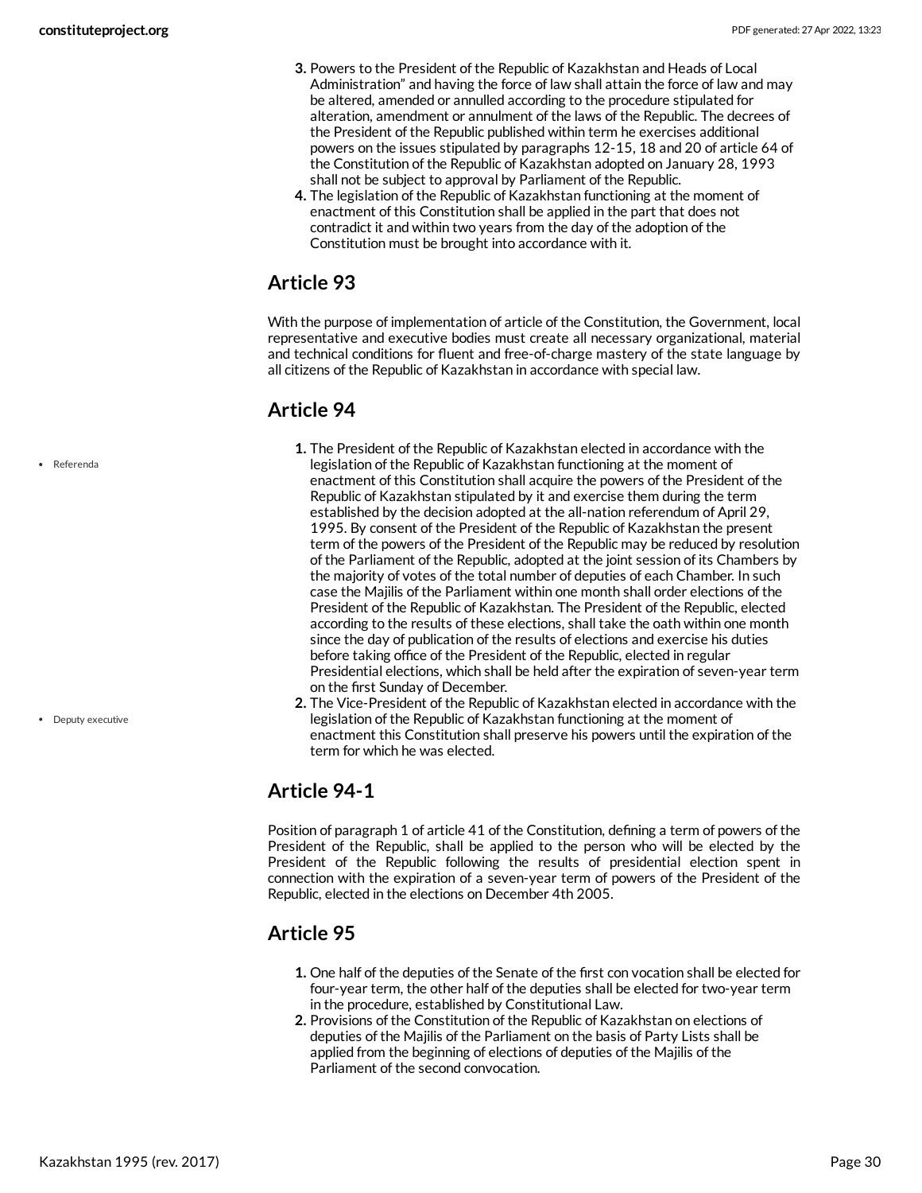3. Powers to the President of the Republic of Kazakhstan and Heads of Local Administration" and having the force of law shall attain the force of law and may be altered, amended or annulled according to the procedure stipulated for alteration, amendment or annulment of the laws of the Republic. The decrees of the President of the Republic published within term he exercises additional powers on the issues stipulated by paragraphs 12-15, 18 and 20 of article 64 of the Constitution of the Republic of Kazakhstan adopted on January 28, 1993 shall not be subject to approval by Parliament of the Republic.
4. The legislation of the Republic of Kazakhstan functioning at the moment of enactment of this Constitution shall be applied in the part that does not contradict it and within two years from the day of the adoption of the Constitution must be brought into accordance with it.

## Article 93

With the purpose of implementation of article of the Constitution, the Government, local representative and executive bodies must create all necessary organizational, material and technical conditions for fluent and free-of-charge mastery of the state language by all citizens of the Republic of Kazakhstan in accordance with special law.

## Article 94

- Referenda

1. The President of the Republic of Kazakhstan elected in accordance with the legislation of the Republic of Kazakhstan functioning at the moment of enactment of this Constitution shall acquire the powers of the President of the Republic of Kazakhstan stipulated by it and exercise them during the term established by the decision adopted at the all-nation referendum of April 29, 1995. By consent of the President of the Republic of Kazakhstan the present term of the powers of the President of the Republic may be reduced by resolution of the Parliament of the Republic, adopted at the joint session of its Chambers by the majority of votes of the total number of deputies of each Chamber. In such case the Majilis of the Parliament within one month shall order elections of the President of the Republic of Kazakhstan. The President of the Republic, elected according to the results of these elections, shall take the oath within one month since the day of publication of the results of elections and exercise his duties before taking office of the President of the Republic, elected in regular Presidential elections, which shall be held after the expiration of seven-year term on the first Sunday of December.

- Deputy executive

2. The Vice-President of the Republic of Kazakhstan elected in accordance with the legislation of the Republic of Kazakhstan functioning at the moment of enactment this Constitution shall preserve his powers until the expiration of the term for which he was elected.

## Article 94-1

Position of paragraph 1 of article 41 of the Constitution, defining a term of powers of the President of the Republic, shall be applied to the person who will be elected by the President of the Republic following the results of presidential election spent in connection with the expiration of a seven-year term of powers of the President of the Republic, elected in the elections on December 4th 2005.

## Article 95

1. One half of the deputies of the Senate of the first con vocation shall be elected for four-year term, the other half of the deputies shall be elected for two-year term in the procedure, established by Constitutional Law.
2. Provisions of the Constitution of the Republic of Kazakhstan on elections of deputies of the Majilis of the Parliament on the basis of Party Lists shall be applied from the beginning of elections of deputies of the Majilis of the Parliament of the second convocation.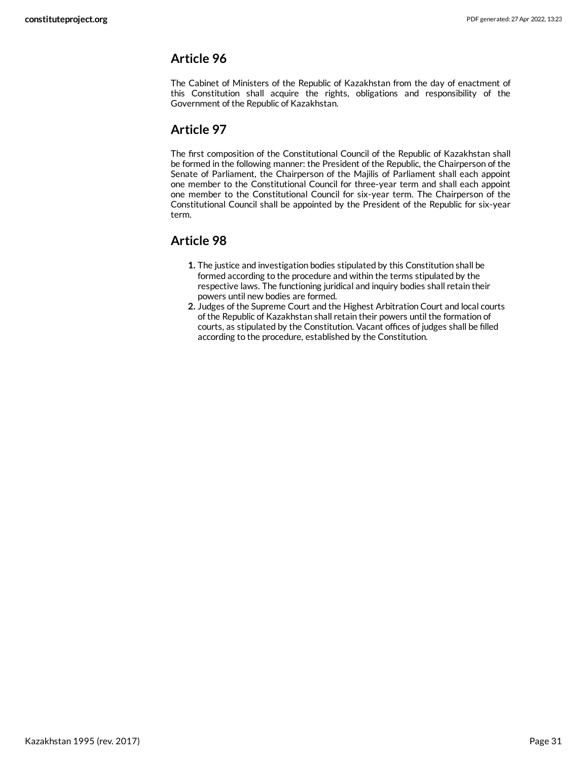## Article 96

The Cabinet of Ministers of the Republic of Kazakhstan from the day of enactment of this Constitution shall acquire the rights, obligations and responsibility of the Government of the Republic of Kazakhstan.

## Article 97

The first composition of the Constitutional Council of the Republic of Kazakhstan shall be formed in the following manner: the President of the Republic, the Chairperson of the Senate of Parliament, the Chairperson of the Majilis of Parliament shall each appoint one member to the Constitutional Council for three-year term and shall each appoint one member to the Constitutional Council for six-year term. The Chairperson of the Constitutional Council shall be appointed by the President of the Republic for six-year term.

## Article 98

1. The justice and investigation bodies stipulated by this Constitution shall be formed according to the procedure and within the terms stipulated by the respective laws. The functioning juridical and inquiry bodies shall retain their powers until new bodies are formed.
2. Judges of the Supreme Court and the Highest Arbitration Court and local courts of the Republic of Kazakhstan shall retain their powers until the formation of courts, as stipulated by the Constitution. Vacant offices of judges shall be filled according to the procedure, established by the Constitution.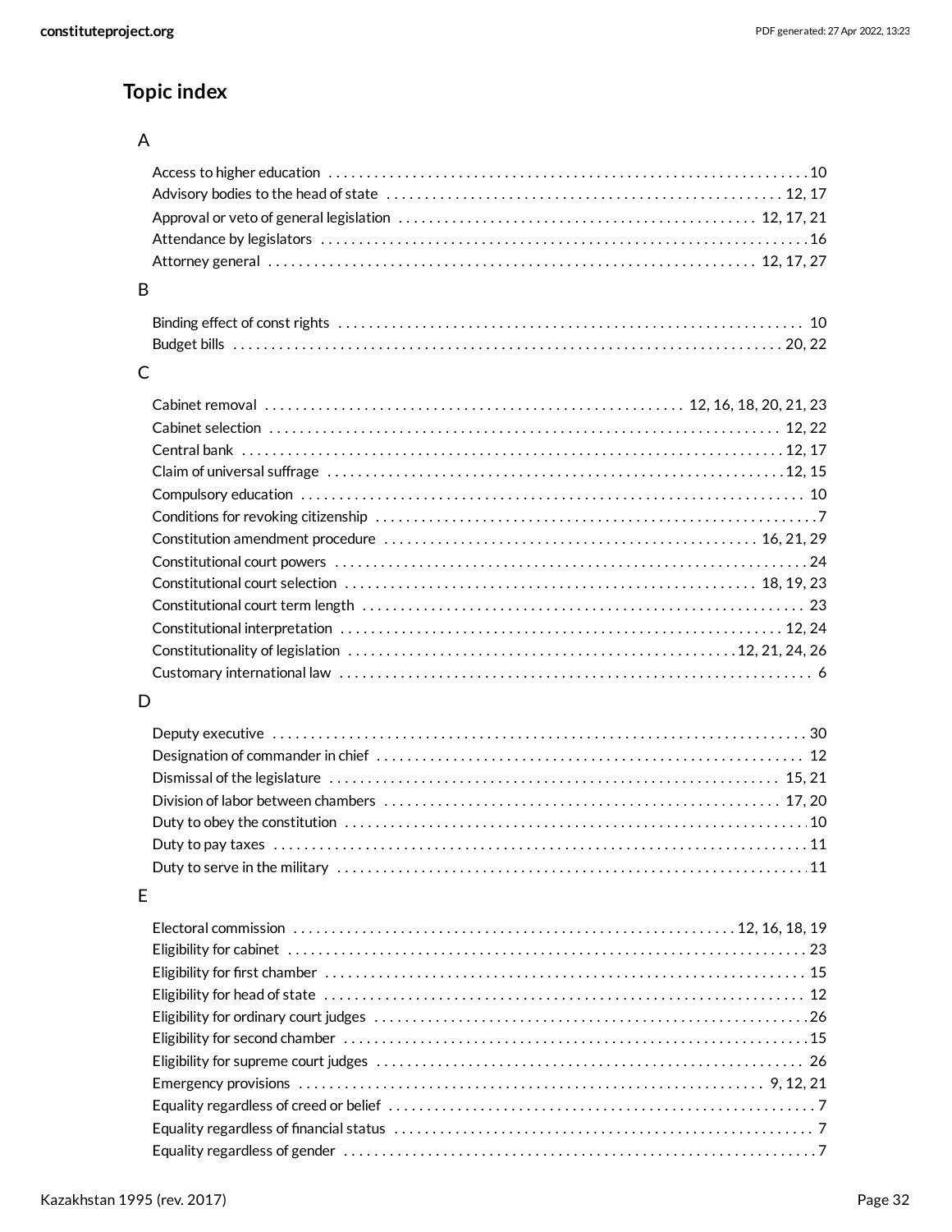## Topic index

### A

- Access to higher education . . . . . 10
- Advisory bodies to the head of state . . . . . 12, 17
- Approval or veto of general legislation . . . . . 12, 17, 21
- Attendance by legislators . . . . . 16
- Attorney general . . . . . 12, 17, 27

### B

- Binding effect of const rights . . . . . 10
- Budget bills . . . . . 20, 22

### C

- Cabinet removal . . . . . 12, 16, 18, 20, 21, 23
- Cabinet selection . . . . . 12, 22
- Central bank . . . . . 12, 17
- Claim of universal suffrage . . . . . 12, 15
- Compulsory education . . . . . 10
- Conditions for revoking citizenship . . . . . 7
- Constitution amendment procedure . . . . . 16, 21, 29
- Constitutional court powers . . . . . 24
- Constitutional court selection . . . . . 18, 19, 23
- Constitutional court term length . . . . . 23
- Constitutional interpretation . . . . . 12, 24
- Constitutionality of legislation . . . . . 12, 21, 24, 26
- Customary international law . . . . . 6

### D

- Deputy executive . . . . . 30
- Designation of commander in chief . . . . . 12
- Dismissal of the legislature . . . . . 15, 21
- Division of labor between chambers . . . . . 17, 20
- Duty to obey the constitution . . . . . 10
- Duty to pay taxes . . . . . 11
- Duty to serve in the military . . . . . 11

### E

- Electoral commission . . . . . 12, 16, 18, 19
- Eligibility for cabinet . . . . . 23
- Eligibility for first chamber . . . . . 15
- Eligibility for head of state . . . . . 12
- Eligibility for ordinary court judges . . . . . 26
- Eligibility for second chamber . . . . . 15
- Eligibility for supreme court judges . . . . . 26
- Emergency provisions . . . . . 9, 12, 21
- Equality regardless of creed or belief . . . . . 7
- Equality regardless of financial status . . . . . 7
- Equality regardless of gender . . . . . 7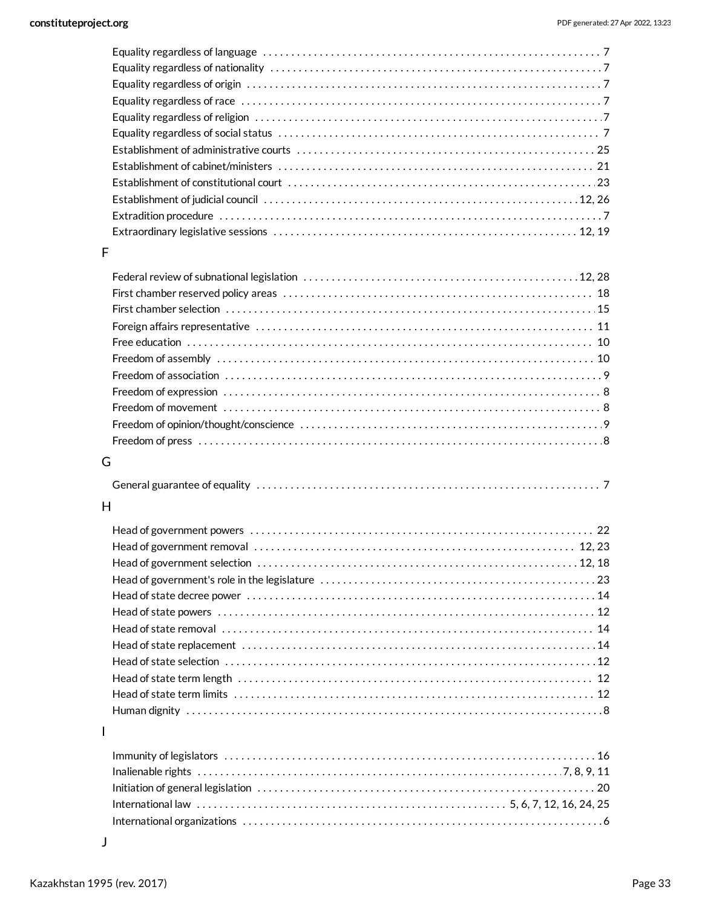Equality regardless of language . . . . . . . . . . . . . . . . . . . . . . . . . . . . . . . . . . . . . . . . . . . . . . . . . . . . . . . . . . . . 7
Equality regardless of nationality . . . . . . . . . . . . . . . . . . . . . . . . . . . . . . . . . . . . . . . . . . . . . . . . . . . . . . . . . . . 7
Equality regardless of origin . . . . . . . . . . . . . . . . . . . . . . . . . . . . . . . . . . . . . . . . . . . . . . . . . . . . . . . . . . . . . . . 7
Equality regardless of race . . . . . . . . . . . . . . . . . . . . . . . . . . . . . . . . . . . . . . . . . . . . . . . . . . . . . . . . . . . . . . . . 7
Equality regardless of religion . . . . . . . . . . . . . . . . . . . . . . . . . . . . . . . . . . . . . . . . . . . . . . . . . . . . . . . . . . . . . . 7
Equality regardless of social status . . . . . . . . . . . . . . . . . . . . . . . . . . . . . . . . . . . . . . . . . . . . . . . . . . . . . . . . . 7
Establishment of administrative courts . . . . . . . . . . . . . . . . . . . . . . . . . . . . . . . . . . . . . . . . . . . . . . . . . . . . . 25
Establishment of cabinet/ministers . . . . . . . . . . . . . . . . . . . . . . . . . . . . . . . . . . . . . . . . . . . . . . . . . . . . . . . . 21
Establishment of constitutional court . . . . . . . . . . . . . . . . . . . . . . . . . . . . . . . . . . . . . . . . . . . . . . . . . . . . . . 23
Establishment of judicial council . . . . . . . . . . . . . . . . . . . . . . . . . . . . . . . . . . . . . . . . . . . . . . . . . . . . . . . . 12, 26
Extradition procedure . . . . . . . . . . . . . . . . . . . . . . . . . . . . . . . . . . . . . . . . . . . . . . . . . . . . . . . . . . . . . . . . . . . . 7
Extraordinary legislative sessions . . . . . . . . . . . . . . . . . . . . . . . . . . . . . . . . . . . . . . . . . . . . . . . . . . . . . . 12, 19

F

Federal review of subnational legislation . . . . . . . . . . . . . . . . . . . . . . . . . . . . . . . . . . . . . . . . . . . . . . . . 12, 28
First chamber reserved policy areas . . . . . . . . . . . . . . . . . . . . . . . . . . . . . . . . . . . . . . . . . . . . . . . . . . . . . . . 18
First chamber selection . . . . . . . . . . . . . . . . . . . . . . . . . . . . . . . . . . . . . . . . . . . . . . . . . . . . . . . . . . . . . . . . . 15
Foreign affairs representative . . . . . . . . . . . . . . . . . . . . . . . . . . . . . . . . . . . . . . . . . . . . . . . . . . . . . . . . . . . . 11
Free education . . . . . . . . . . . . . . . . . . . . . . . . . . . . . . . . . . . . . . . . . . . . . . . . . . . . . . . . . . . . . . . . . . . . . . . . 10
Freedom of assembly . . . . . . . . . . . . . . . . . . . . . . . . . . . . . . . . . . . . . . . . . . . . . . . . . . . . . . . . . . . . . . . . . . . 10
Freedom of association . . . . . . . . . . . . . . . . . . . . . . . . . . . . . . . . . . . . . . . . . . . . . . . . . . . . . . . . . . . . . . . . . . 9
Freedom of expression . . . . . . . . . . . . . . . . . . . . . . . . . . . . . . . . . . . . . . . . . . . . . . . . . . . . . . . . . . . . . . . . . . . 8
Freedom of movement . . . . . . . . . . . . . . . . . . . . . . . . . . . . . . . . . . . . . . . . . . . . . . . . . . . . . . . . . . . . . . . . . . . 8
Freedom of opinion/thought/conscience . . . . . . . . . . . . . . . . . . . . . . . . . . . . . . . . . . . . . . . . . . . . . . . . . . . . 9
Freedom of press . . . . . . . . . . . . . . . . . . . . . . . . . . . . . . . . . . . . . . . . . . . . . . . . . . . . . . . . . . . . . . . . . . . . . . 8

G

General guarantee of equality . . . . . . . . . . . . . . . . . . . . . . . . . . . . . . . . . . . . . . . . . . . . . . . . . . . . . . . . . . . . 7

H

Head of government powers . . . . . . . . . . . . . . . . . . . . . . . . . . . . . . . . . . . . . . . . . . . . . . . . . . . . . . . . . . . . . 22
Head of government removal . . . . . . . . . . . . . . . . . . . . . . . . . . . . . . . . . . . . . . . . . . . . . . . . . . . . . . . . . . 12, 23
Head of government selection . . . . . . . . . . . . . . . . . . . . . . . . . . . . . . . . . . . . . . . . . . . . . . . . . . . . . . . . . 12, 18
Head of government's role in the legislature . . . . . . . . . . . . . . . . . . . . . . . . . . . . . . . . . . . . . . . . . . . . . . . 23
Head of state decree power . . . . . . . . . . . . . . . . . . . . . . . . . . . . . . . . . . . . . . . . . . . . . . . . . . . . . . . . . . . . . 14
Head of state powers . . . . . . . . . . . . . . . . . . . . . . . . . . . . . . . . . . . . . . . . . . . . . . . . . . . . . . . . . . . . . . . . . . . 12
Head of state removal . . . . . . . . . . . . . . . . . . . . . . . . . . . . . . . . . . . . . . . . . . . . . . . . . . . . . . . . . . . . . . . . . . 14
Head of state replacement . . . . . . . . . . . . . . . . . . . . . . . . . . . . . . . . . . . . . . . . . . . . . . . . . . . . . . . . . . . . . . . 14
Head of state selection . . . . . . . . . . . . . . . . . . . . . . . . . . . . . . . . . . . . . . . . . . . . . . . . . . . . . . . . . . . . . . . . . 12
Head of state term length . . . . . . . . . . . . . . . . . . . . . . . . . . . . . . . . . . . . . . . . . . . . . . . . . . . . . . . . . . . . . . 12
Head of state term limits . . . . . . . . . . . . . . . . . . . . . . . . . . . . . . . . . . . . . . . . . . . . . . . . . . . . . . . . . . . . . . . 12
Human dignity . . . . . . . . . . . . . . . . . . . . . . . . . . . . . . . . . . . . . . . . . . . . . . . . . . . . . . . . . . . . . . . . . . . . . . . . 8

I

Immunity of legislators . . . . . . . . . . . . . . . . . . . . . . . . . . . . . . . . . . . . . . . . . . . . . . . . . . . . . . . . . . . . . . . . . 16
Inalienable rights . . . . . . . . . . . . . . . . . . . . . . . . . . . . . . . . . . . . . . . . . . . . . . . . . . . . . . . . . . . . . . . . . 7, 8, 9, 11
Initiation of general legislation . . . . . . . . . . . . . . . . . . . . . . . . . . . . . . . . . . . . . . . . . . . . . . . . . . . . . . . . . . . 20
International law . . . . . . . . . . . . . . . . . . . . . . . . . . . . . . . . . . . . . . . . . . . . . . . . . . . . . . . 5, 6, 7, 12, 16, 24, 25
International organizations . . . . . . . . . . . . . . . . . . . . . . . . . . . . . . . . . . . . . . . . . . . . . . . . . . . . . . . . . . . . . . 6

J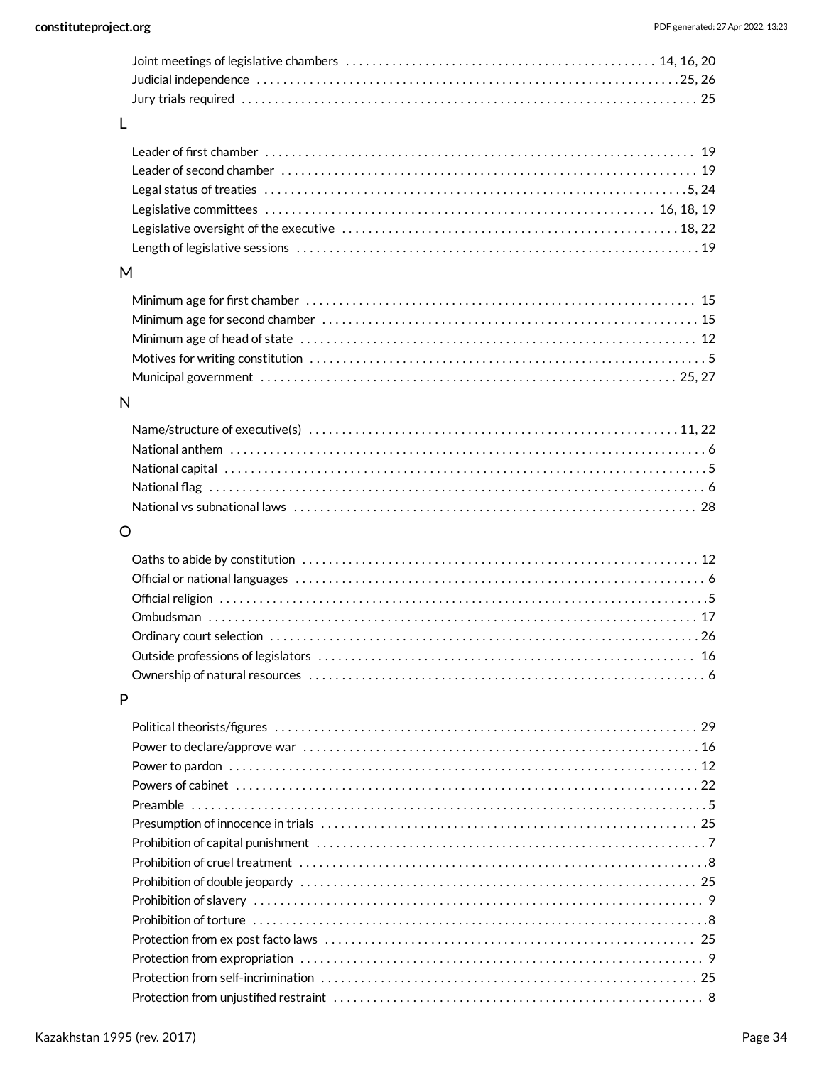Joint meetings of legislative chambers . . . . . . . . . . 14, 16, 20
Judicial independence . . . . . . . . . . 25, 26
Jury trials required . . . . . . . . . . 25

## L

Leader of first chamber . . . . . . . . . . 19
Leader of second chamber . . . . . . . . . . 19
Legal status of treaties . . . . . . . . . . 5, 24
Legislative committees . . . . . . . . . . 16, 18, 19
Legislative oversight of the executive . . . . . . . . . . 18, 22
Length of legislative sessions . . . . . . . . . . 19

## M

Minimum age for first chamber . . . . . . . . . . 15
Minimum age for second chamber . . . . . . . . . . 15
Minimum age of head of state . . . . . . . . . . 12
Motives for writing constitution . . . . . . . . . . 5
Municipal government . . . . . . . . . . 25, 27

## N

Name/structure of executive(s) . . . . . . . . . . 11, 22
National anthem . . . . . . . . . . 6
National capital . . . . . . . . . . 5
National flag . . . . . . . . . . 6
National vs subnational laws . . . . . . . . . . 28

## O

Oaths to abide by constitution . . . . . . . . . . 12
Official or national languages . . . . . . . . . . 6
Official religion . . . . . . . . . . 5
Ombudsman . . . . . . . . . . 17
Ordinary court selection . . . . . . . . . . 26
Outside professions of legislators . . . . . . . . . . 16
Ownership of natural resources . . . . . . . . . . 6

## P

Political theorists/figures . . . . . . . . . . 29
Power to declare/approve war . . . . . . . . . . 16
Power to pardon . . . . . . . . . . 12
Powers of cabinet . . . . . . . . . . 22
Preamble . . . . . . . . . . 5
Presumption of innocence in trials . . . . . . . . . . 25
Prohibition of capital punishment . . . . . . . . . . 7
Prohibition of cruel treatment . . . . . . . . . . 8
Prohibition of double jeopardy . . . . . . . . . . 25
Prohibition of slavery . . . . . . . . . . 9
Prohibition of torture . . . . . . . . . . 8
Protection from ex post facto laws . . . . . . . . . . 25
Protection from expropriation . . . . . . . . . . 9
Protection from self-incrimination . . . . . . . . . . 25
Protection from unjustified restraint . . . . . . . . . . 8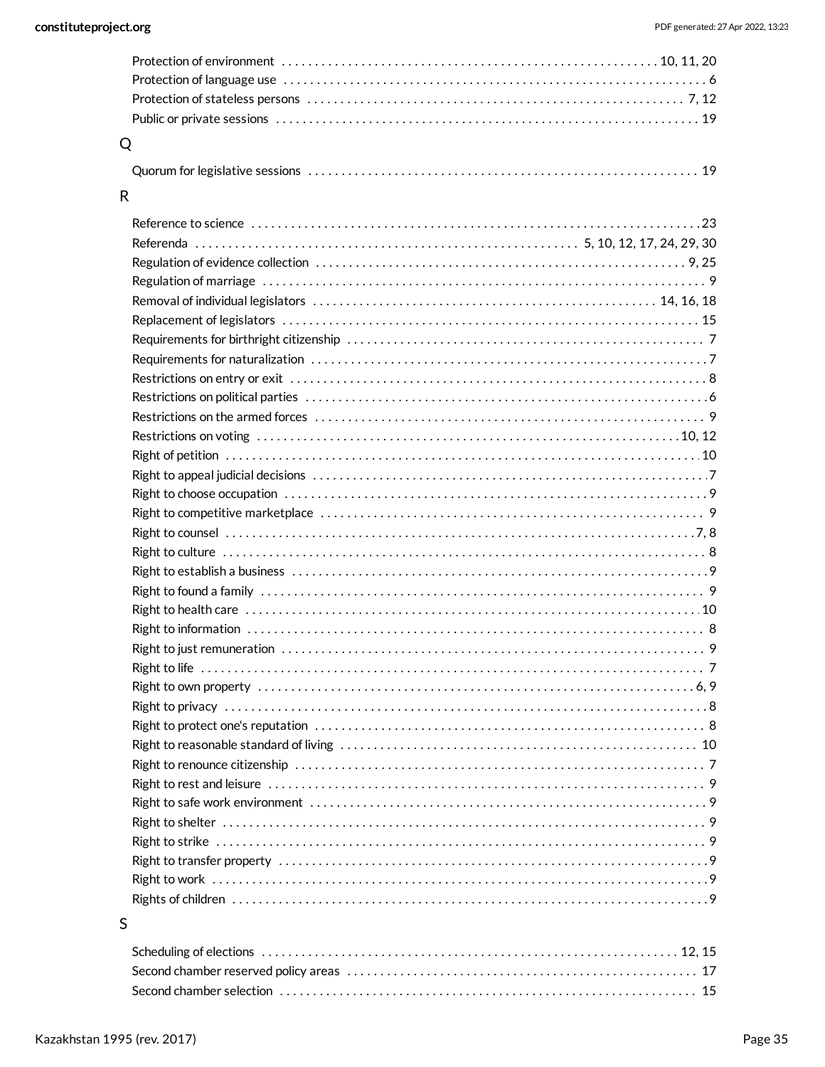Protection of environment . . . . . . . . . . 10, 11, 20
Protection of language use . . . . . . . . . . 6
Protection of stateless persons . . . . . . . . . . 7, 12
Public or private sessions . . . . . . . . . . 19

## Q

Quorum for legislative sessions . . . . . . . . . . 19

## R

Reference to science . . . . . . . . . . 23
Referenda . . . . . . . . . . 5, 10, 12, 17, 24, 29, 30
Regulation of evidence collection . . . . . . . . . . 9, 25
Regulation of marriage . . . . . . . . . . 9
Removal of individual legislators . . . . . . . . . . 14, 16, 18
Replacement of legislators . . . . . . . . . . 15
Requirements for birthright citizenship . . . . . . . . . . 7
Requirements for naturalization . . . . . . . . . . 7
Restrictions on entry or exit . . . . . . . . . . 8
Restrictions on political parties . . . . . . . . . . 6
Restrictions on the armed forces . . . . . . . . . . 9
Restrictions on voting . . . . . . . . . . 10, 12
Right of petition . . . . . . . . . . 10
Right to appeal judicial decisions . . . . . . . . . . 7
Right to choose occupation . . . . . . . . . . 9
Right to competitive marketplace . . . . . . . . . . 9
Right to counsel . . . . . . . . . . 7, 8
Right to culture . . . . . . . . . . 8
Right to establish a business . . . . . . . . . . 9
Right to found a family . . . . . . . . . . 9
Right to health care . . . . . . . . . . 10
Right to information . . . . . . . . . . 8
Right to just remuneration . . . . . . . . . . 9
Right to life . . . . . . . . . . 7
Right to own property . . . . . . . . . . 6, 9
Right to privacy . . . . . . . . . . 8
Right to protect one's reputation . . . . . . . . . . 8
Right to reasonable standard of living . . . . . . . . . . 10
Right to renounce citizenship . . . . . . . . . . 7
Right to rest and leisure . . . . . . . . . . 9
Right to safe work environment . . . . . . . . . . 9
Right to shelter . . . . . . . . . . 9
Right to strike . . . . . . . . . . 9
Right to transfer property . . . . . . . . . . 9
Right to work . . . . . . . . . . 9
Rights of children . . . . . . . . . . 9

## S

Scheduling of elections . . . . . . . . . . 12, 15
Second chamber reserved policy areas . . . . . . . . . . 17
Second chamber selection . . . . . . . . . . 15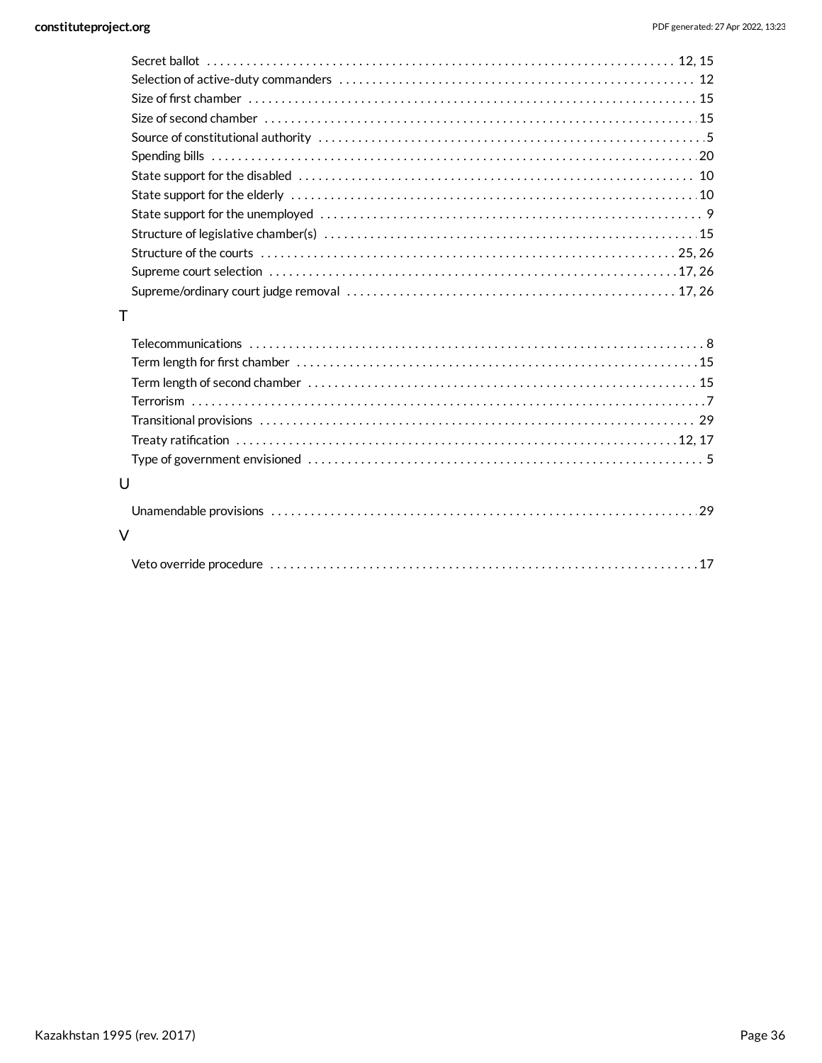Secret ballot . . . . . . . . . . 12, 15
Selection of active-duty commanders . . . . . . . . . . 12
Size of first chamber . . . . . . . . . . 15
Size of second chamber . . . . . . . . . . 15
Source of constitutional authority . . . . . . . . . . 5
Spending bills . . . . . . . . . . 20
State support for the disabled . . . . . . . . . . 10
State support for the elderly . . . . . . . . . . 10
State support for the unemployed . . . . . . . . . . 9
Structure of legislative chamber(s) . . . . . . . . . . 15
Structure of the courts . . . . . . . . . . 25, 26
Supreme court selection . . . . . . . . . . 17, 26
Supreme/ordinary court judge removal . . . . . . . . . . 17, 26

## T

Telecommunications . . . . . . . . . . 8
Term length for first chamber . . . . . . . . . . 15
Term length of second chamber . . . . . . . . . . 15
Terrorism . . . . . . . . . . 7
Transitional provisions . . . . . . . . . . 29
Treaty ratification . . . . . . . . . . 12, 17
Type of government envisioned . . . . . . . . . . 5

## U

Unamendable provisions . . . . . . . . . . 29

## V

Veto override procedure . . . . . . . . . . 17